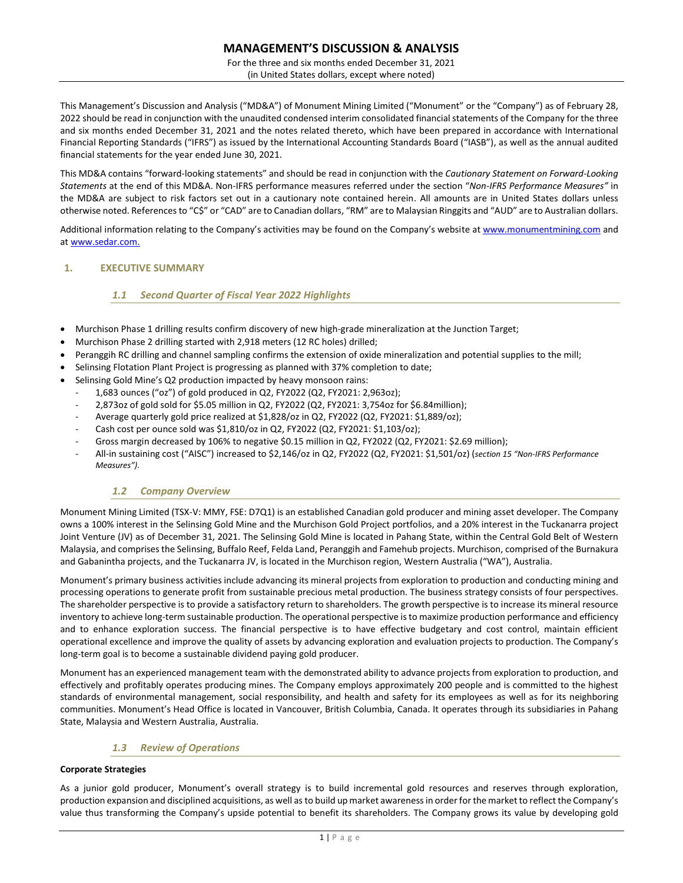# MANAGEMENT'S DISCUSSION & ANALYSIS

For the three and six months ended December 31, 2021
(in United States dollars, except where noted)

This Management's Discussion and Analysis ("MD&A") of Monument Mining Limited ("Monument" or the "Company") as of February 28, 2022 should be read in conjunction with the unaudited condensed interim consolidated financial statements of the Company for the three and six months ended December 31, 2021 and the notes related thereto, which have been prepared in accordance with International Financial Reporting Standards ("IFRS") as issued by the International Accounting Standards Board ("IASB"), as well as the annual audited financial statements for the year ended June 30, 2021.

This MD&A contains "forward-looking statements" and should be read in conjunction with the *Cautionary Statement on Forward-Looking Statements* at the end of this MD&A. Non-IFRS performance measures referred under the section "*Non-IFRS Performance Measures*" in the MD&A are subject to risk factors set out in a cautionary note contained herein. All amounts are in United States dollars unless otherwise noted. References to "C$" or "CAD" are to Canadian dollars, "RM" are to Malaysian Ringgits and "AUD" are to Australian dollars.

Additional information relating to the Company's activities may be found on the Company's website at www.monumentmining.com and at www.sedar.com.

## 1. EXECUTIVE SUMMARY

### *1.1 Second Quarter of Fiscal Year 2022 Highlights*

- Murchison Phase 1 drilling results confirm discovery of new high-grade mineralization at the Junction Target;
- Murchison Phase 2 drilling started with 2,918 meters (12 RC holes) drilled;
- Peranggih RC drilling and channel sampling confirms the extension of oxide mineralization and potential supplies to the mill;
- Selinsing Flotation Plant Project is progressing as planned with 37% completion to date;
- Selinsing Gold Mine's Q2 production impacted by heavy monsoon rains:
  - 1,683 ounces ("oz") of gold produced in Q2, FY2022 (Q2, FY2021: 2,963oz);
  - 2,873oz of gold sold for $5.05 million in Q2, FY2022 (Q2, FY2021: 3,754oz for $6.84million);
  - Average quarterly gold price realized at $1,828/oz in Q2, FY2022 (Q2, FY2021: $1,889/oz);
  - Cash cost per ounce sold was $1,810/oz in Q2, FY2022 (Q2, FY2021: $1,103/oz);
  - Gross margin decreased by 106% to negative $0.15 million in Q2, FY2022 (Q2, FY2021: $2.69 million);
  - All-in sustaining cost ("AISC") increased to $2,146/oz in Q2, FY2022 (Q2, FY2021: $1,501/oz) (*section 15 "Non-IFRS Performance Measures").*

### *1.2 Company Overview*

Monument Mining Limited (TSX-V: MMY, FSE: D7Q1) is an established Canadian gold producer and mining asset developer. The Company owns a 100% interest in the Selinsing Gold Mine and the Murchison Gold Project portfolios, and a 20% interest in the Tuckanarra project Joint Venture (JV) as of December 31, 2021. The Selinsing Gold Mine is located in Pahang State, within the Central Gold Belt of Western Malaysia, and comprises the Selinsing, Buffalo Reef, Felda Land, Peranggih and Famehub projects. Murchison, comprised of the Burnakura and Gabanintha projects, and the Tuckanarra JV, is located in the Murchison region, Western Australia ("WA"), Australia.

Monument's primary business activities include advancing its mineral projects from exploration to production and conducting mining and processing operations to generate profit from sustainable precious metal production. The business strategy consists of four perspectives. The shareholder perspective is to provide a satisfactory return to shareholders. The growth perspective is to increase its mineral resource inventory to achieve long-term sustainable production. The operational perspective is to maximize production performance and efficiency and to enhance exploration success. The financial perspective is to have effective budgetary and cost control, maintain efficient operational excellence and improve the quality of assets by advancing exploration and evaluation projects to production. The Company's long-term goal is to become a sustainable dividend paying gold producer.

Monument has an experienced management team with the demonstrated ability to advance projects from exploration to production, and effectively and profitably operates producing mines. The Company employs approximately 200 people and is committed to the highest standards of environmental management, social responsibility, and health and safety for its employees as well as for its neighboring communities. Monument's Head Office is located in Vancouver, British Columbia, Canada. It operates through its subsidiaries in Pahang State, Malaysia and Western Australia, Australia.

### *1.3 Review of Operations*

**Corporate Strategies**

As a junior gold producer, Monument's overall strategy is to build incremental gold resources and reserves through exploration, production expansion and disciplined acquisitions, as well as to build up market awareness in order for the market to reflect the Company's value thus transforming the Company's upside potential to benefit its shareholders. The Company grows its value by developing gold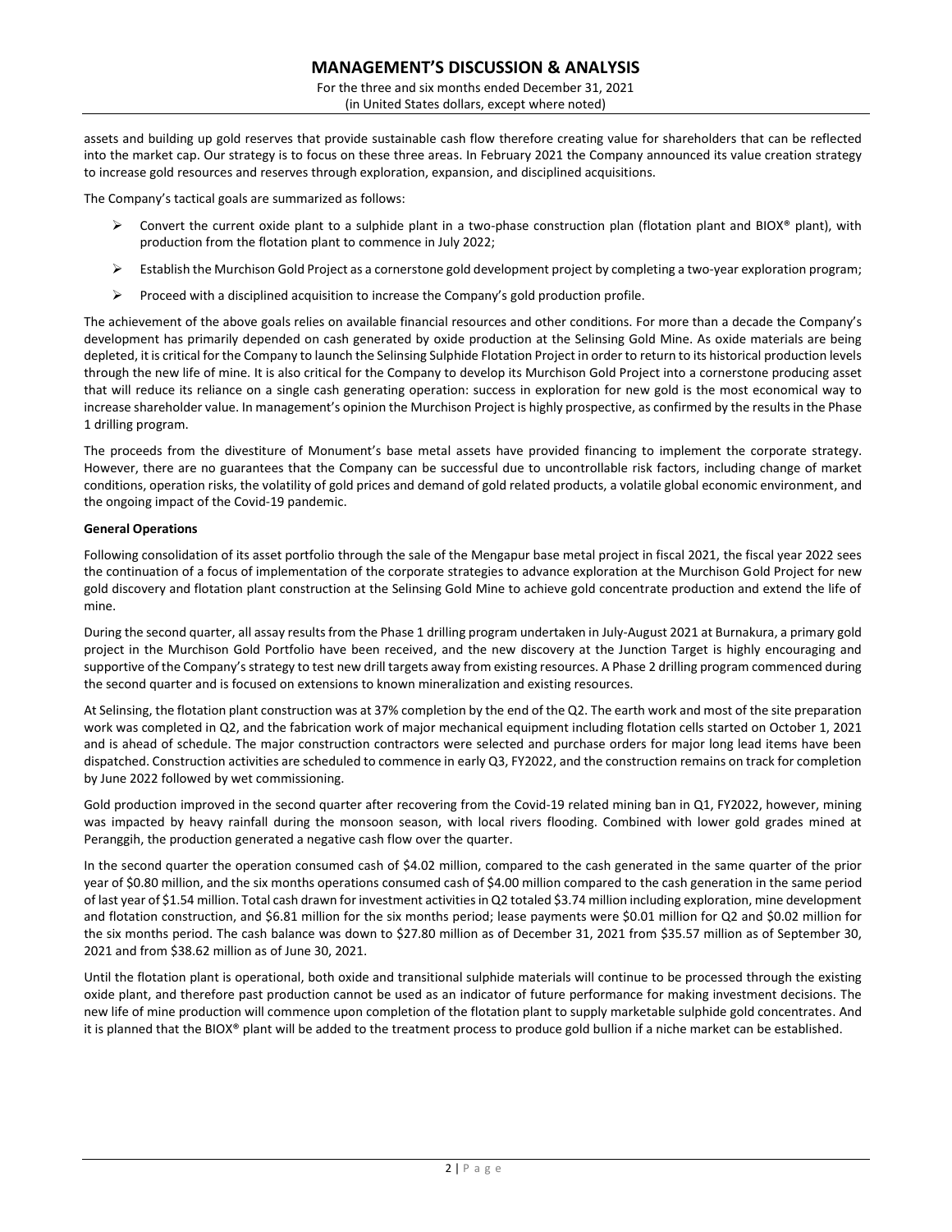assets and building up gold reserves that provide sustainable cash flow therefore creating value for shareholders that can be reflected into the market cap. Our strategy is to focus on these three areas. In February 2021 the Company announced its value creation strategy to increase gold resources and reserves through exploration, expansion, and disciplined acquisitions.

The Company's tactical goals are summarized as follows:

- Convert the current oxide plant to a sulphide plant in a two-phase construction plan (flotation plant and BIOX® plant), with production from the flotation plant to commence in July 2022;
- Establish the Murchison Gold Project as a cornerstone gold development project by completing a two-year exploration program;
- Proceed with a disciplined acquisition to increase the Company's gold production profile.

The achievement of the above goals relies on available financial resources and other conditions. For more than a decade the Company's development has primarily depended on cash generated by oxide production at the Selinsing Gold Mine. As oxide materials are being depleted, it is critical for the Company to launch the Selinsing Sulphide Flotation Project in order to return to its historical production levels through the new life of mine. It is also critical for the Company to develop its Murchison Gold Project into a cornerstone producing asset that will reduce its reliance on a single cash generating operation: success in exploration for new gold is the most economical way to increase shareholder value. In management's opinion the Murchison Project is highly prospective, as confirmed by the results in the Phase 1 drilling program.

The proceeds from the divestiture of Monument's base metal assets have provided financing to implement the corporate strategy. However, there are no guarantees that the Company can be successful due to uncontrollable risk factors, including change of market conditions, operation risks, the volatility of gold prices and demand of gold related products, a volatile global economic environment, and the ongoing impact of the Covid-19 pandemic.

**General Operations**

Following consolidation of its asset portfolio through the sale of the Mengapur base metal project in fiscal 2021, the fiscal year 2022 sees the continuation of a focus of implementation of the corporate strategies to advance exploration at the Murchison Gold Project for new gold discovery and flotation plant construction at the Selinsing Gold Mine to achieve gold concentrate production and extend the life of mine.

During the second quarter, all assay results from the Phase 1 drilling program undertaken in July-August 2021 at Burnakura, a primary gold project in the Murchison Gold Portfolio have been received, and the new discovery at the Junction Target is highly encouraging and supportive of the Company's strategy to test new drill targets away from existing resources. A Phase 2 drilling program commenced during the second quarter and is focused on extensions to known mineralization and existing resources.

At Selinsing, the flotation plant construction was at 37% completion by the end of the Q2. The earth work and most of the site preparation work was completed in Q2, and the fabrication work of major mechanical equipment including flotation cells started on October 1, 2021 and is ahead of schedule. The major construction contractors were selected and purchase orders for major long lead items have been dispatched. Construction activities are scheduled to commence in early Q3, FY2022, and the construction remains on track for completion by June 2022 followed by wet commissioning.

Gold production improved in the second quarter after recovering from the Covid-19 related mining ban in Q1, FY2022, however, mining was impacted by heavy rainfall during the monsoon season, with local rivers flooding. Combined with lower gold grades mined at Peranggih, the production generated a negative cash flow over the quarter.

In the second quarter the operation consumed cash of $4.02 million, compared to the cash generated in the same quarter of the prior year of $0.80 million, and the six months operations consumed cash of $4.00 million compared to the cash generation in the same period of last year of $1.54 million. Total cash drawn for investment activities in Q2 totaled $3.74 million including exploration, mine development and flotation construction, and $6.81 million for the six months period; lease payments were $0.01 million for Q2 and $0.02 million for the six months period. The cash balance was down to $27.80 million as of December 31, 2021 from $35.57 million as of September 30, 2021 and from $38.62 million as of June 30, 2021.

Until the flotation plant is operational, both oxide and transitional sulphide materials will continue to be processed through the existing oxide plant, and therefore past production cannot be used as an indicator of future performance for making investment decisions. The new life of mine production will commence upon completion of the flotation plant to supply marketable sulphide gold concentrates. And it is planned that the BIOX® plant will be added to the treatment process to produce gold bullion if a niche market can be established.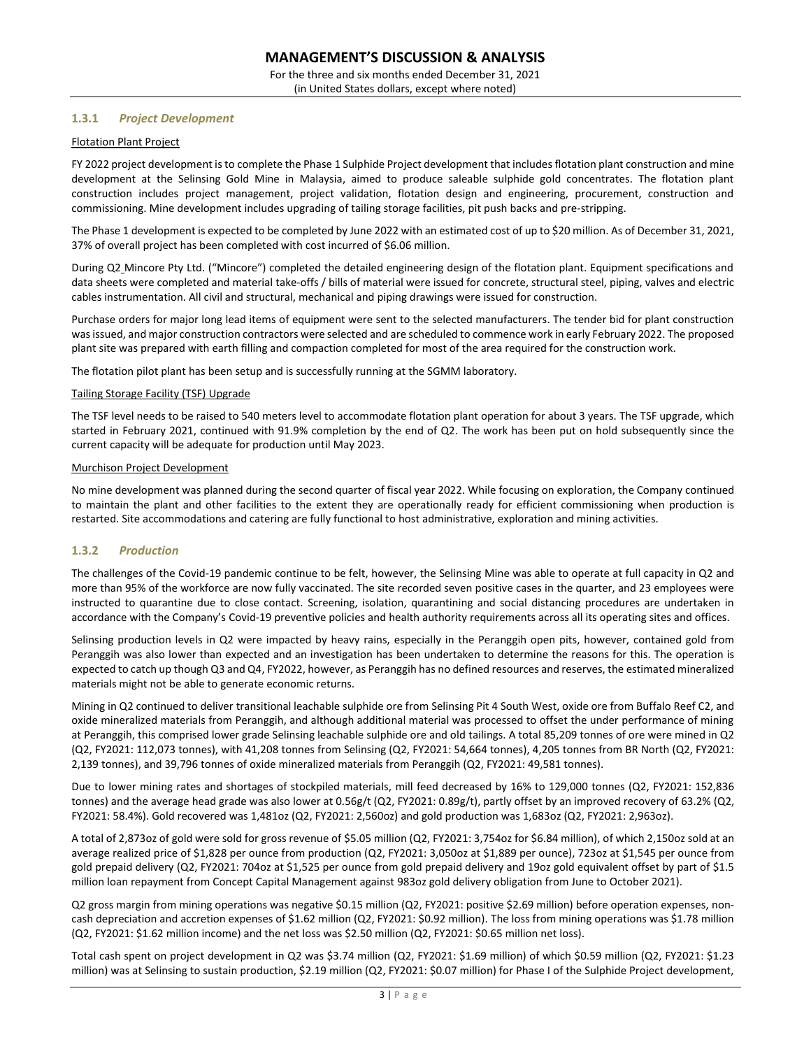### 1.3.1 *Project Development*

Flotation Plant Project

FY 2022 project development is to complete the Phase 1 Sulphide Project development that includes flotation plant construction and mine development at the Selinsing Gold Mine in Malaysia, aimed to produce saleable sulphide gold concentrates. The flotation plant construction includes project management, project validation, flotation design and engineering, procurement, construction and commissioning. Mine development includes upgrading of tailing storage facilities, pit push backs and pre-stripping.

The Phase 1 development is expected to be completed by June 2022 with an estimated cost of up to $20 million. As of December 31, 2021, 37% of overall project has been completed with cost incurred of $6.06 million.

During Q2 Mincore Pty Ltd. ("Mincore") completed the detailed engineering design of the flotation plant. Equipment specifications and data sheets were completed and material take-offs / bills of material were issued for concrete, structural steel, piping, valves and electric cables instrumentation. All civil and structural, mechanical and piping drawings were issued for construction.

Purchase orders for major long lead items of equipment were sent to the selected manufacturers. The tender bid for plant construction was issued, and major construction contractors were selected and are scheduled to commence work in early February 2022. The proposed plant site was prepared with earth filling and compaction completed for most of the area required for the construction work.

The flotation pilot plant has been setup and is successfully running at the SGMM laboratory.

Tailing Storage Facility (TSF) Upgrade

The TSF level needs to be raised to 540 meters level to accommodate flotation plant operation for about 3 years. The TSF upgrade, which started in February 2021, continued with 91.9% completion by the end of Q2. The work has been put on hold subsequently since the current capacity will be adequate for production until May 2023.

Murchison Project Development

No mine development was planned during the second quarter of fiscal year 2022. While focusing on exploration, the Company continued to maintain the plant and other facilities to the extent they are operationally ready for efficient commissioning when production is restarted. Site accommodations and catering are fully functional to host administrative, exploration and mining activities.

### 1.3.2 *Production*

The challenges of the Covid-19 pandemic continue to be felt, however, the Selinsing Mine was able to operate at full capacity in Q2 and more than 95% of the workforce are now fully vaccinated. The site recorded seven positive cases in the quarter, and 23 employees were instructed to quarantine due to close contact. Screening, isolation, quarantining and social distancing procedures are undertaken in accordance with the Company's Covid-19 preventive policies and health authority requirements across all its operating sites and offices.

Selinsing production levels in Q2 were impacted by heavy rains, especially in the Peranggih open pits, however, contained gold from Peranggih was also lower than expected and an investigation has been undertaken to determine the reasons for this. The operation is expected to catch up though Q3 and Q4, FY2022, however, as Peranggih has no defined resources and reserves, the estimated mineralized materials might not be able to generate economic returns.

Mining in Q2 continued to deliver transitional leachable sulphide ore from Selinsing Pit 4 South West, oxide ore from Buffalo Reef C2, and oxide mineralized materials from Peranggih, and although additional material was processed to offset the under performance of mining at Peranggih, this comprised lower grade Selinsing leachable sulphide ore and old tailings. A total 85,209 tonnes of ore were mined in Q2 (Q2, FY2021: 112,073 tonnes), with 41,208 tonnes from Selinsing (Q2, FY2021: 54,664 tonnes), 4,205 tonnes from BR North (Q2, FY2021: 2,139 tonnes), and 39,796 tonnes of oxide mineralized materials from Peranggih (Q2, FY2021: 49,581 tonnes).

Due to lower mining rates and shortages of stockpiled materials, mill feed decreased by 16% to 129,000 tonnes (Q2, FY2021: 152,836 tonnes) and the average head grade was also lower at 0.56g/t (Q2, FY2021: 0.89g/t), partly offset by an improved recovery of 63.2% (Q2, FY2021: 58.4%). Gold recovered was 1,481oz (Q2, FY2021: 2,560oz) and gold production was 1,683oz (Q2, FY2021: 2,963oz).

A total of 2,873oz of gold were sold for gross revenue of $5.05 million (Q2, FY2021: 3,754oz for $6.84 million), of which 2,150oz sold at an average realized price of $1,828 per ounce from production (Q2, FY2021: 3,050oz at $1,889 per ounce), 723oz at $1,545 per ounce from gold prepaid delivery (Q2, FY2021: 704oz at $1,525 per ounce from gold prepaid delivery and 19oz gold equivalent offset by part of $1.5 million loan repayment from Concept Capital Management against 983oz gold delivery obligation from June to October 2021).

Q2 gross margin from mining operations was negative $0.15 million (Q2, FY2021: positive $2.69 million) before operation expenses, non-cash depreciation and accretion expenses of $1.62 million (Q2, FY2021: $0.92 million). The loss from mining operations was $1.78 million (Q2, FY2021: $1.62 million income) and the net loss was $2.50 million (Q2, FY2021: $0.65 million net loss).

Total cash spent on project development in Q2 was $3.74 million (Q2, FY2021: $1.69 million) of which $0.59 million (Q2, FY2021: $1.23 million) was at Selinsing to sustain production, $2.19 million (Q2, FY2021: $0.07 million) for Phase I of the Sulphide Project development,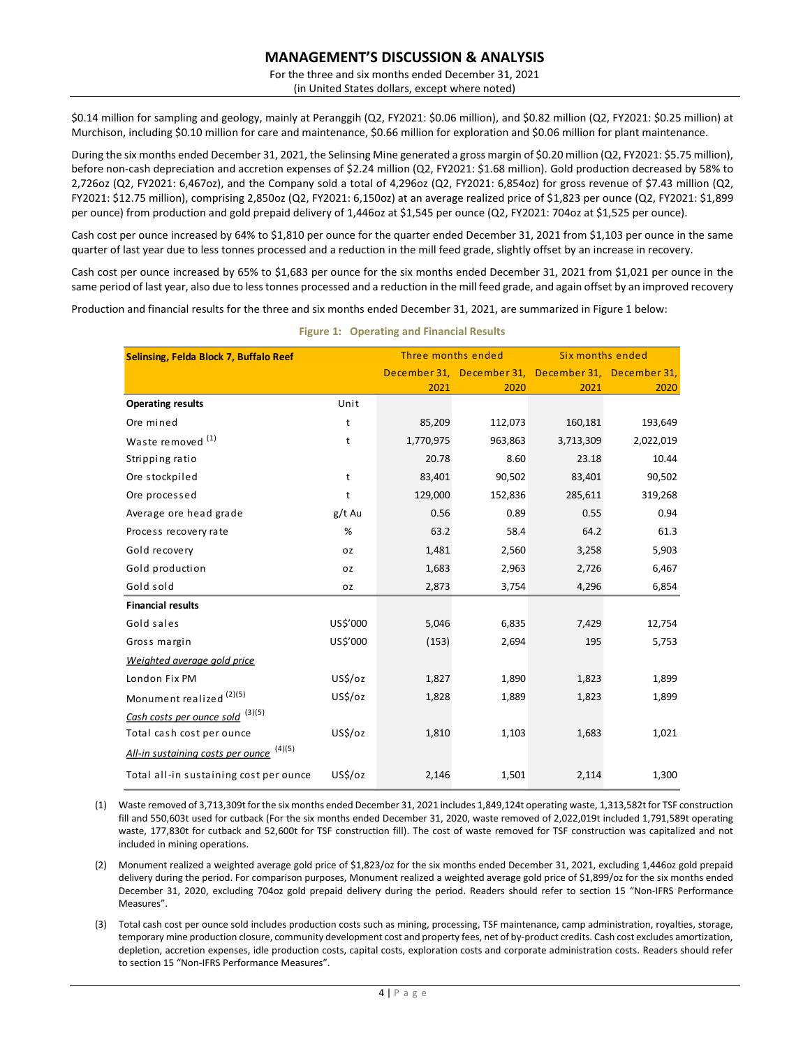$0.14 million for sampling and geology, mainly at Peranggih (Q2, FY2021: $0.06 million), and $0.82 million (Q2, FY2021: $0.25 million) at Murchison, including $0.10 million for care and maintenance, $0.66 million for exploration and $0.06 million for plant maintenance.

During the six months ended December 31, 2021, the Selinsing Mine generated a gross margin of $0.20 million (Q2, FY2021: $5.75 million), before non-cash depreciation and accretion expenses of $2.24 million (Q2, FY2021: $1.68 million). Gold production decreased by 58% to 2,726oz (Q2, FY2021: 6,467oz), and the Company sold a total of 4,296oz (Q2, FY2021: 6,854oz) for gross revenue of $7.43 million (Q2, FY2021: $12.75 million), comprising 2,850oz (Q2, FY2021: 6,150oz) at an average realized price of $1,823 per ounce (Q2, FY2021: $1,899 per ounce) from production and gold prepaid delivery of 1,446oz at $1,545 per ounce (Q2, FY2021: 704oz at $1,525 per ounce).

Cash cost per ounce increased by 64% to $1,810 per ounce for the quarter ended December 31, 2021 from $1,103 per ounce in the same quarter of last year due to less tonnes processed and a reduction in the mill feed grade, slightly offset by an increase in recovery.

Cash cost per ounce increased by 65% to $1,683 per ounce for the six months ended December 31, 2021 from $1,021 per ounce in the same period of last year, also due to less tonnes processed and a reduction in the mill feed grade, and again offset by an improved recovery

Production and financial results for the three and six months ended December 31, 2021, are summarized in Figure 1 below:

**Figure 1: Operating and Financial Results**

| **Selinsing, Felda Block 7, Buffalo Reef** | | Three months ended | | Six months ended | |
|---|---|---|---|---|---|
| | | December 31, 2021 | December 31, 2020 | December 31, 2021 | December 31, 2020 |
| **Operating results** | Unit | | | | |
| Ore mined | t | 85,209 | 112,073 | 160,181 | 193,649 |
| Waste removed [1] | t | 1,770,975 | 963,863 | 3,713,309 | 2,022,019 |
| Stripping ratio | | 20.78 | 8.60 | 23.18 | 10.44 |
| Ore stockpiled | t | 83,401 | 90,502 | 83,401 | 90,502 |
| Ore processed | t | 129,000 | 152,836 | 285,611 | 319,268 |
| Average ore head grade | g/t Au | 0.56 | 0.89 | 0.55 | 0.94 |
| Process recovery rate | % | 63.2 | 58.4 | 64.2 | 61.3 |
| Gold recovery | oz | 1,481 | 2,560 | 3,258 | 5,903 |
| Gold production | oz | 1,683 | 2,963 | 2,726 | 6,467 |
| Gold sold | oz | 2,873 | 3,754 | 4,296 | 6,854 |
| **Financial results** | | | | | |
| Gold sales | US$'000 | 5,046 | 6,835 | 7,429 | 12,754 |
| Gross margin | US$'000 | (153) | 2,694 | 195 | 5,753 |
| *Weighted average gold price* | | | | | |
| London Fix PM | US$/oz | 1,827 | 1,890 | 1,823 | 1,899 |
| Monument realized [2][5] | US$/oz | 1,828 | 1,889 | 1,823 | 1,899 |
| *Cash costs per ounce sold* [3][5] | | | | | |
| Total cash cost per ounce | US$/oz | 1,810 | 1,103 | 1,683 | 1,021 |
| *All-in sustaining costs per ounce* [4][5] | | | | | |
| Total all-in sustaining cost per ounce | US$/oz | 2,146 | 1,501 | 2,114 | 1,300 |

(1) Waste removed of 3,713,309t for the six months ended December 31, 2021 includes 1,849,124t operating waste, 1,313,582t for TSF construction fill and 550,603t used for cutback (For the six months ended December 31, 2020, waste removed of 2,022,019t included 1,791,589t operating waste, 177,830t for cutback and 52,600t for TSF construction fill). The cost of waste removed for TSF construction was capitalized and not included in mining operations.

(2) Monument realized a weighted average gold price of $1,823/oz for the six months ended December 31, 2021, excluding 1,446oz gold prepaid delivery during the period. For comparison purposes, Monument realized a weighted average gold price of $1,899/oz for the six months ended December 31, 2020, excluding 704oz gold prepaid delivery during the period. Readers should refer to section 15 "Non-IFRS Performance Measures".

(3) Total cash cost per ounce sold includes production costs such as mining, processing, TSF maintenance, camp administration, royalties, storage, temporary mine production closure, community development cost and property fees, net of by-product credits. Cash cost excludes amortization, depletion, accretion expenses, idle production costs, capital costs, exploration costs and corporate administration costs. Readers should refer to section 15 "Non-IFRS Performance Measures".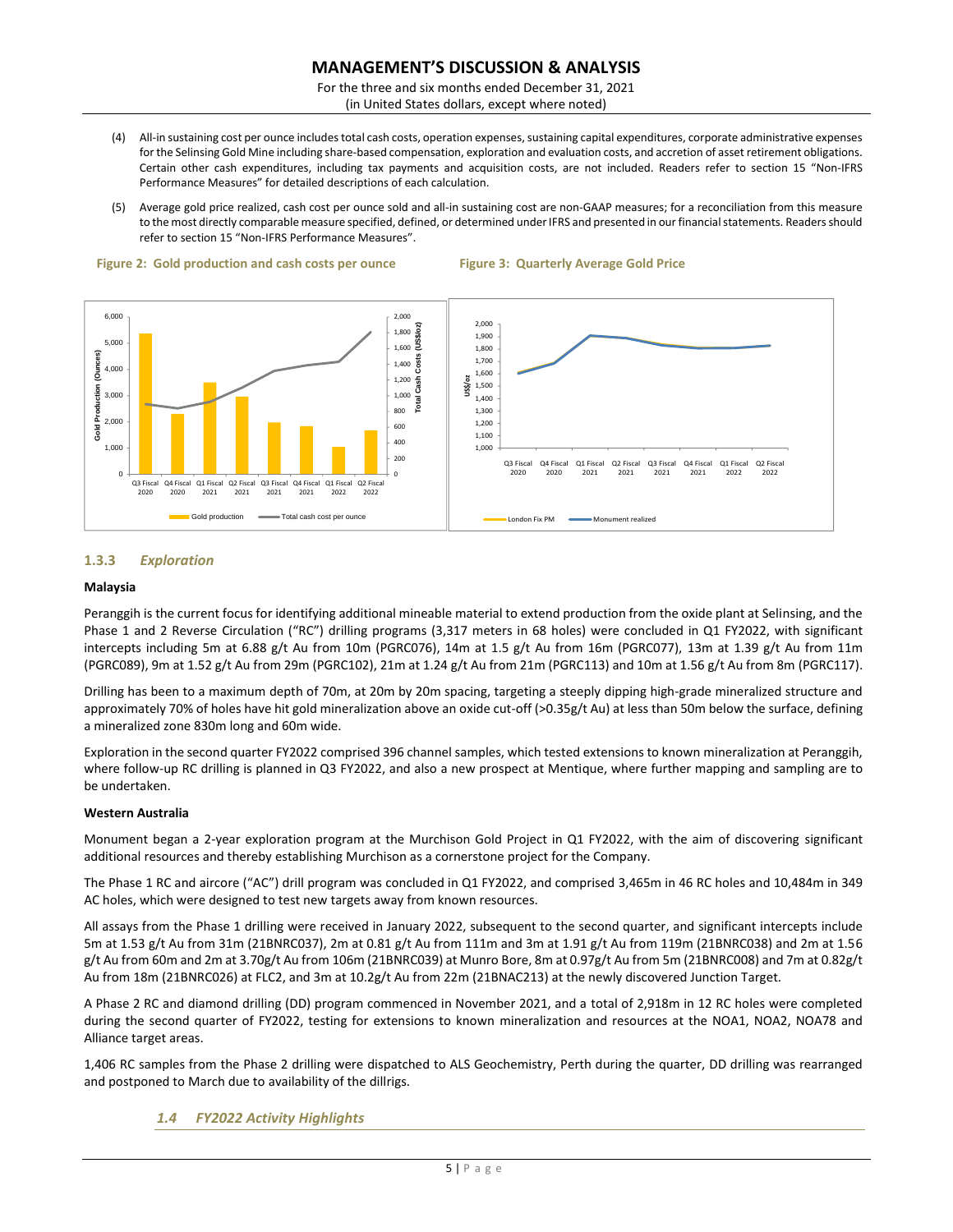(4) All-in sustaining cost per ounce includes total cash costs, operation expenses, sustaining capital expenditures, corporate administrative expenses for the Selinsing Gold Mine including share-based compensation, exploration and evaluation costs, and accretion of asset retirement obligations. Certain other cash expenditures, including tax payments and acquisition costs, are not included. Readers refer to section 15 "Non-IFRS Performance Measures" for detailed descriptions of each calculation.

(5) Average gold price realized, cash cost per ounce sold and all-in sustaining cost are non-GAAP measures; for a reconciliation from this measure to the most directly comparable measure specified, defined, or determined under IFRS and presented in our financial statements. Readers should refer to section 15 "Non-IFRS Performance Measures".

**Figure 2: Gold production and cash costs per ounce**

**Figure 3: Quarterly Average Gold Price**

### 1.3.3 *Exploration*

**Malaysia**

Peranggih is the current focus for identifying additional mineable material to extend production from the oxide plant at Selinsing, and the Phase 1 and 2 Reverse Circulation ("RC") drilling programs (3,317 meters in 68 holes) were concluded in Q1 FY2022, with significant intercepts including 5m at 6.88 g/t Au from 10m (PGRC076), 14m at 1.5 g/t Au from 16m (PGRC077), 13m at 1.39 g/t Au from 11m (PGRC089), 9m at 1.52 g/t Au from 29m (PGRC102), 21m at 1.24 g/t Au from 21m (PGRC113) and 10m at 1.56 g/t Au from 8m (PGRC117).

Drilling has been to a maximum depth of 70m, at 20m by 20m spacing, targeting a steeply dipping high-grade mineralized structure and approximately 70% of holes have hit gold mineralization above an oxide cut-off (>0.35g/t Au) at less than 50m below the surface, defining a mineralized zone 830m long and 60m wide.

Exploration in the second quarter FY2022 comprised 396 channel samples, which tested extensions to known mineralization at Peranggih, where follow-up RC drilling is planned in Q3 FY2022, and also a new prospect at Mentique, where further mapping and sampling are to be undertaken.

**Western Australia**

Monument began a 2-year exploration program at the Murchison Gold Project in Q1 FY2022, with the aim of discovering significant additional resources and thereby establishing Murchison as a cornerstone project for the Company.

The Phase 1 RC and aircore ("AC") drill program was concluded in Q1 FY2022, and comprised 3,465m in 46 RC holes and 10,484m in 349 AC holes, which were designed to test new targets away from known resources.

All assays from the Phase 1 drilling were received in January 2022, subsequent to the second quarter, and significant intercepts include 5m at 1.53 g/t Au from 31m (21BNRC037), 2m at 0.81 g/t Au from 111m and 3m at 1.91 g/t Au from 119m (21BNRC038) and 2m at 1.56 g/t Au from 60m and 2m at 3.70g/t Au from 106m (21BNRC039) at Munro Bore, 8m at 0.97g/t Au from 5m (21BNRC008) and 7m at 0.82g/t Au from 18m (21BNRC026) at FLC2, and 3m at 10.2g/t Au from 22m (21BNAC213) at the newly discovered Junction Target.

A Phase 2 RC and diamond drilling (DD) program commenced in November 2021, and a total of 2,918m in 12 RC holes were completed during the second quarter of FY2022, testing for extensions to known mineralization and resources at the NOA1, NOA2, NOA78 and Alliance target areas.

1,406 RC samples from the Phase 2 drilling were dispatched to ALS Geochemistry, Perth during the quarter, DD drilling was rearranged and postponed to March due to availability of the dillrigs.

### *1.4 FY2022 Activity Highlights*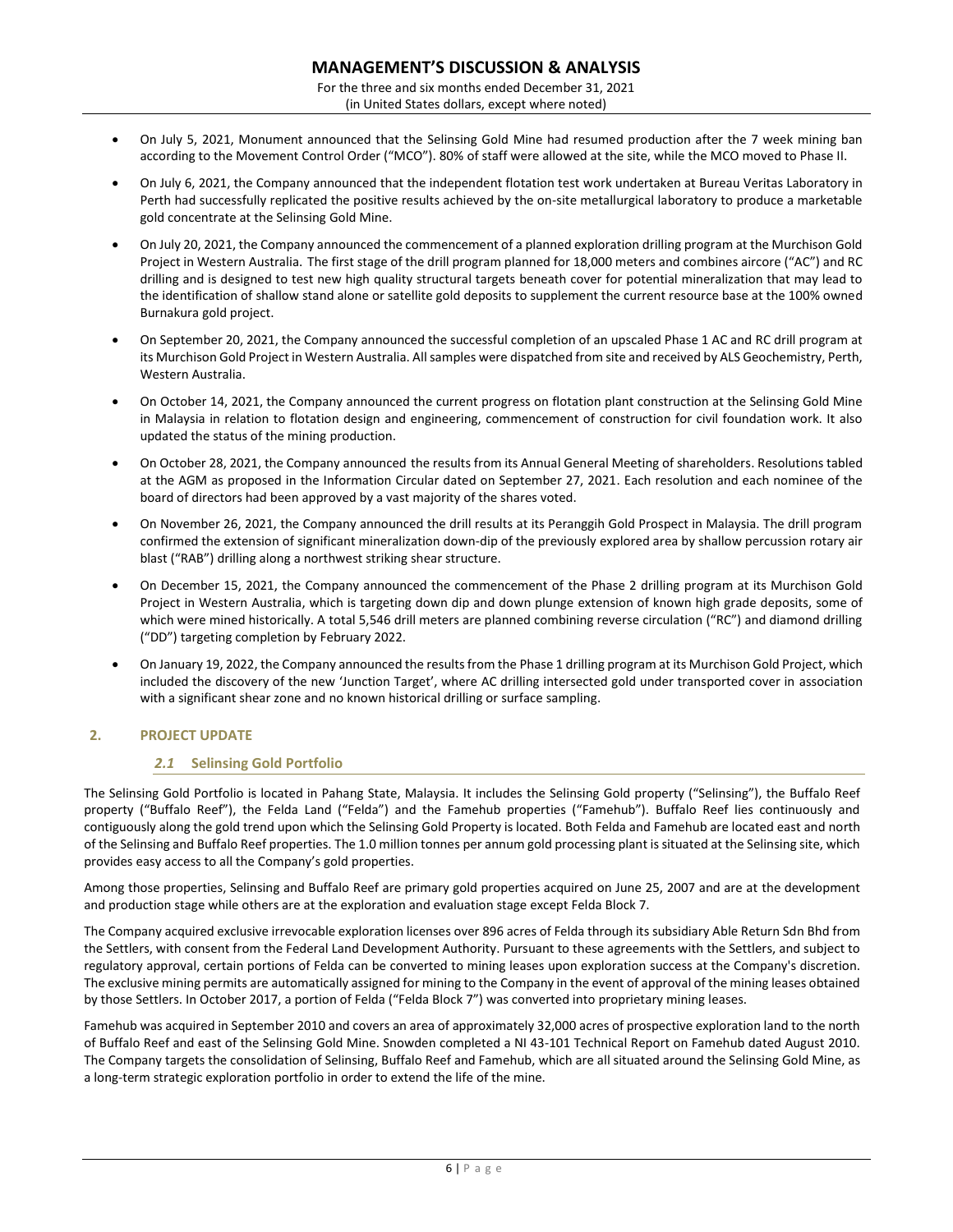- On July 5, 2021, Monument announced that the Selinsing Gold Mine had resumed production after the 7 week mining ban according to the Movement Control Order ("MCO"). 80% of staff were allowed at the site, while the MCO moved to Phase II.
- On July 6, 2021, the Company announced that the independent flotation test work undertaken at Bureau Veritas Laboratory in Perth had successfully replicated the positive results achieved by the on-site metallurgical laboratory to produce a marketable gold concentrate at the Selinsing Gold Mine.
- On July 20, 2021, the Company announced the commencement of a planned exploration drilling program at the Murchison Gold Project in Western Australia. The first stage of the drill program planned for 18,000 meters and combines aircore ("AC") and RC drilling and is designed to test new high quality structural targets beneath cover for potential mineralization that may lead to the identification of shallow stand alone or satellite gold deposits to supplement the current resource base at the 100% owned Burnakura gold project.
- On September 20, 2021, the Company announced the successful completion of an upscaled Phase 1 AC and RC drill program at its Murchison Gold Project in Western Australia. All samples were dispatched from site and received by ALS Geochemistry, Perth, Western Australia.
- On October 14, 2021, the Company announced the current progress on flotation plant construction at the Selinsing Gold Mine in Malaysia in relation to flotation design and engineering, commencement of construction for civil foundation work. It also updated the status of the mining production.
- On October 28, 2021, the Company announced the results from its Annual General Meeting of shareholders. Resolutions tabled at the AGM as proposed in the Information Circular dated on September 27, 2021. Each resolution and each nominee of the board of directors had been approved by a vast majority of the shares voted.
- On November 26, 2021, the Company announced the drill results at its Peranggih Gold Prospect in Malaysia. The drill program confirmed the extension of significant mineralization down-dip of the previously explored area by shallow percussion rotary air blast ("RAB") drilling along a northwest striking shear structure.
- On December 15, 2021, the Company announced the commencement of the Phase 2 drilling program at its Murchison Gold Project in Western Australia, which is targeting down dip and down plunge extension of known high grade deposits, some of which were mined historically. A total 5,546 drill meters are planned combining reverse circulation ("RC") and diamond drilling ("DD") targeting completion by February 2022.
- On January 19, 2022, the Company announced the results from the Phase 1 drilling program at its Murchison Gold Project, which included the discovery of the new 'Junction Target', where AC drilling intersected gold under transported cover in association with a significant shear zone and no known historical drilling or surface sampling.

## 2. PROJECT UPDATE

### *2.1* Selinsing Gold Portfolio

The Selinsing Gold Portfolio is located in Pahang State, Malaysia. It includes the Selinsing Gold property ("Selinsing"), the Buffalo Reef property ("Buffalo Reef"), the Felda Land ("Felda") and the Famehub properties ("Famehub"). Buffalo Reef lies continuously and contiguously along the gold trend upon which the Selinsing Gold Property is located. Both Felda and Famehub are located east and north of the Selinsing and Buffalo Reef properties. The 1.0 million tonnes per annum gold processing plant is situated at the Selinsing site, which provides easy access to all the Company's gold properties.

Among those properties, Selinsing and Buffalo Reef are primary gold properties acquired on June 25, 2007 and are at the development and production stage while others are at the exploration and evaluation stage except Felda Block 7.

The Company acquired exclusive irrevocable exploration licenses over 896 acres of Felda through its subsidiary Able Return Sdn Bhd from the Settlers, with consent from the Federal Land Development Authority. Pursuant to these agreements with the Settlers, and subject to regulatory approval, certain portions of Felda can be converted to mining leases upon exploration success at the Company's discretion. The exclusive mining permits are automatically assigned for mining to the Company in the event of approval of the mining leases obtained by those Settlers. In October 2017, a portion of Felda ("Felda Block 7") was converted into proprietary mining leases.

Famehub was acquired in September 2010 and covers an area of approximately 32,000 acres of prospective exploration land to the north of Buffalo Reef and east of the Selinsing Gold Mine. Snowden completed a NI 43-101 Technical Report on Famehub dated August 2010. The Company targets the consolidation of Selinsing, Buffalo Reef and Famehub, which are all situated around the Selinsing Gold Mine, as a long-term strategic exploration portfolio in order to extend the life of the mine.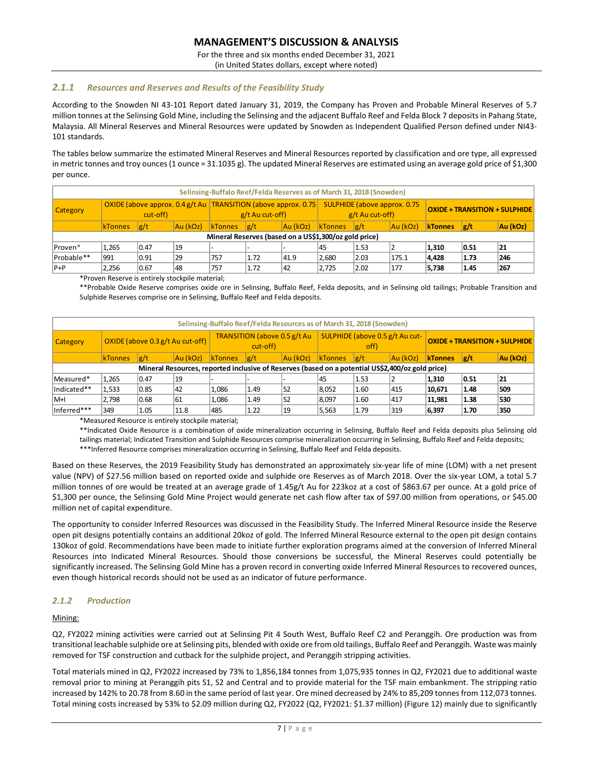### *2.1.1 Resources and Reserves and Results of the Feasibility Study*

According to the Snowden NI 43-101 Report dated January 31, 2019, the Company has Proven and Probable Mineral Reserves of 5.7 million tonnes at the Selinsing Gold Mine, including the Selinsing and the adjacent Buffalo Reef and Felda Block 7 deposits in Pahang State, Malaysia. All Mineral Reserves and Mineral Resources were updated by Snowden as Independent Qualified Person defined under NI43-101 standards.

The tables below summarize the estimated Mineral Reserves and Mineral Resources reported by classification and ore type, all expressed in metric tonnes and troy ounces (1 ounce = 31.1035 g). The updated Mineral Reserves are estimated using an average gold price of $1,300 per ounce.

**Selinsing-Buffalo Reef/Felda Reserves as of March 31, 2018 (Snowden)**

| Category | OXIDE (above approx. 0.4 g/t Au cut-off) | | | TRANSITION (above approx. 0.75 g/t Au cut-off) | | | SULPHIDE (above approx. 0.75 g/t Au cut-off) | | | **OXIDE + TRANSITION + SULPHIDE** | | |
|---|---|---|---|---|---|---|---|---|---|---|---|---|
| | kTonnes | g/t | Au (kOz) | kTonnes | g/t | Au (kOz) | kTonnes | g/t | Au (kOz) | **kTonnes** | **g/t** | **Au (kOz)** |
| **Mineral Reserves (based on a US$1,300/oz gold price)** | | | | | | | | | | | | |
| Proven* | 1,265 | 0.47 | 19 | - | - | - | 45 | 1.53 | 2 | **1,310** | **0.51** | **21** |
| Probable** | 991 | 0.91 | 29 | 757 | 1.72 | 41.9 | 2,680 | 2.03 | 175.1 | **4,428** | **1.73** | **246** |
| P+P | 2,256 | 0.67 | 48 | 757 | 1.72 | 42 | 2,725 | 2.02 | 177 | **5,738** | **1.45** | **267** |

*Proven Reserve is entirely stockpile material;

**Probable Oxide Reserve comprises oxide ore in Selinsing, Buffalo Reef, Felda deposits, and in Selinsing old tailings; Probable Transition and Sulphide Reserves comprise ore in Selinsing, Buffalo Reef and Felda deposits.

**Selinsing-Buffalo Reef/Felda Resources as of March 31, 2018 (Snowden)**

| Category | OXIDE (above 0.3 g/t Au cut-off) | | | TRANSITION (above 0.5 g/t Au cut-off) | | | SULPHIDE (above 0.5 g/t Au cut-off) | | | **OXIDE + TRANSITION + SULPHIDE** | | |
|---|---|---|---|---|---|---|---|---|---|---|---|---|
| | kTonnes | g/t | Au (kOz) | kTonnes | g/t | Au (kOz) | kTonnes | g/t | Au (kOz) | **kTonnes** | **g/t** | **Au (kOz)** |
| **Mineral Resources, reported inclusive of Reserves (based on a potential US$2,400/oz gold price)** | | | | | | | | | | | | |
| Measured* | 1,265 | 0.47 | 19 | - | - | - | 45 | 1.53 | 2 | **1,310** | **0.51** | **21** |
| Indicated** | 1,533 | 0.85 | 42 | 1,086 | 1.49 | 52 | 8,052 | 1.60 | 415 | **10,671** | **1.48** | **509** |
| M+I | 2,798 | 0.68 | 61 | 1,086 | 1.49 | 52 | 8,097 | 1.60 | 417 | **11,981** | **1.38** | **530** |
| Inferred*** | 349 | 1.05 | 11.8 | 485 | 1.22 | 19 | 5,563 | 1.79 | 319 | **6,397** | **1.70** | **350** |

*Measured Resource is entirely stockpile material;

**Indicated Oxide Resource is a combination of oxide mineralization occurring in Selinsing, Buffalo Reef and Felda deposits plus Selinsing old tailings material; Indicated Transition and Sulphide Resources comprise mineralization occurring in Selinsing, Buffalo Reef and Felda deposits;

***Inferred Resource comprises mineralization occurring in Selinsing, Buffalo Reef and Felda deposits.

Based on these Reserves, the 2019 Feasibility Study has demonstrated an approximately six-year life of mine (LOM) with a net present value (NPV) of $27.56 million based on reported oxide and sulphide ore Reserves as of March 2018. Over the six-year LOM, a total 5.7 million tonnes of ore would be treated at an average grade of 1.45g/t Au for 223koz at a cost of $863.67 per ounce. At a gold price of $1,300 per ounce, the Selinsing Gold Mine Project would generate net cash flow after tax of $97.00 million from operations, or $45.00 million net of capital expenditure.

The opportunity to consider Inferred Resources was discussed in the Feasibility Study. The Inferred Mineral Resource inside the Reserve open pit designs potentially contains an additional 20koz of gold. The Inferred Mineral Resource external to the open pit design contains 130koz of gold. Recommendations have been made to initiate further exploration programs aimed at the conversion of Inferred Mineral Resources into Indicated Mineral Resources. Should those conversions be successful, the Mineral Reserves could potentially be significantly increased. The Selinsing Gold Mine has a proven record in converting oxide Inferred Mineral Resources to recovered ounces, even though historical records should not be used as an indicator of future performance.

### *2.1.2 Production*

Mining:

Q2, FY2022 mining activities were carried out at Selinsing Pit 4 South West, Buffalo Reef C2 and Peranggih. Ore production was from transitional leachable sulphide ore at Selinsing pits, blended with oxide ore from old tailings, Buffalo Reef and Peranggih. Waste was mainly removed for TSF construction and cutback for the sulphide project, and Peranggih stripping activities.

Total materials mined in Q2, FY2022 increased by 73% to 1,856,184 tonnes from 1,075,935 tonnes in Q2, FY2021 due to additional waste removal prior to mining at Peranggih pits S1, S2 and Central and to provide material for the TSF main embankment. The stripping ratio increased by 142% to 20.78 from 8.60 in the same period of last year. Ore mined decreased by 24% to 85,209 tonnes from 112,073 tonnes. Total mining costs increased by 53% to $2.09 million during Q2, FY2022 (Q2, FY2021: $1.37 million) (Figure 12) mainly due to significantly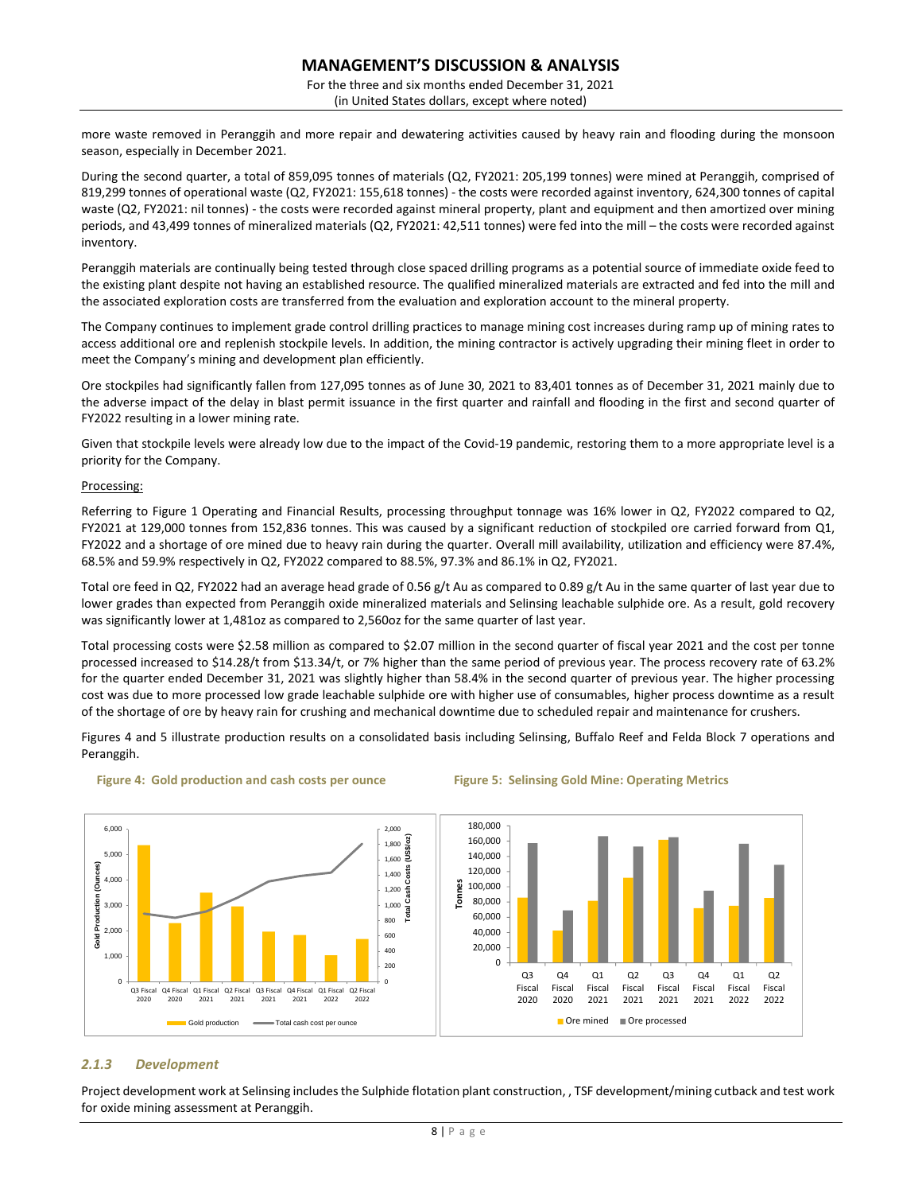more waste removed in Peranggih and more repair and dewatering activities caused by heavy rain and flooding during the monsoon season, especially in December 2021.

During the second quarter, a total of 859,095 tonnes of materials (Q2, FY2021: 205,199 tonnes) were mined at Peranggih, comprised of 819,299 tonnes of operational waste (Q2, FY2021: 155,618 tonnes) - the costs were recorded against inventory, 624,300 tonnes of capital waste (Q2, FY2021: nil tonnes) - the costs were recorded against mineral property, plant and equipment and then amortized over mining periods, and 43,499 tonnes of mineralized materials (Q2, FY2021: 42,511 tonnes) were fed into the mill – the costs were recorded against inventory.

Peranggih materials are continually being tested through close spaced drilling programs as a potential source of immediate oxide feed to the existing plant despite not having an established resource. The qualified mineralized materials are extracted and fed into the mill and the associated exploration costs are transferred from the evaluation and exploration account to the mineral property.

The Company continues to implement grade control drilling practices to manage mining cost increases during ramp up of mining rates to access additional ore and replenish stockpile levels. In addition, the mining contractor is actively upgrading their mining fleet in order to meet the Company's mining and development plan efficiently.

Ore stockpiles had significantly fallen from 127,095 tonnes as of June 30, 2021 to 83,401 tonnes as of December 31, 2021 mainly due to the adverse impact of the delay in blast permit issuance in the first quarter and rainfall and flooding in the first and second quarter of FY2022 resulting in a lower mining rate.

Given that stockpile levels were already low due to the impact of the Covid-19 pandemic, restoring them to a more appropriate level is a priority for the Company.

Processing:

Referring to Figure 1 Operating and Financial Results, processing throughput tonnage was 16% lower in Q2, FY2022 compared to Q2, FY2021 at 129,000 tonnes from 152,836 tonnes. This was caused by a significant reduction of stockpiled ore carried forward from Q1, FY2022 and a shortage of ore mined due to heavy rain during the quarter. Overall mill availability, utilization and efficiency were 87.4%, 68.5% and 59.9% respectively in Q2, FY2022 compared to 88.5%, 97.3% and 86.1% in Q2, FY2021.

Total ore feed in Q2, FY2022 had an average head grade of 0.56 g/t Au as compared to 0.89 g/t Au in the same quarter of last year due to lower grades than expected from Peranggih oxide mineralized materials and Selinsing leachable sulphide ore. As a result, gold recovery was significantly lower at 1,481oz as compared to 2,560oz for the same quarter of last year.

Total processing costs were $2.58 million as compared to $2.07 million in the second quarter of fiscal year 2021 and the cost per tonne processed increased to $14.28/t from $13.34/t, or 7% higher than the same period of previous year. The process recovery rate of 63.2% for the quarter ended December 31, 2021 was slightly higher than 58.4% in the second quarter of previous year. The higher processing cost was due to more processed low grade leachable sulphide ore with higher use of consumables, higher process downtime as a result of the shortage of ore by heavy rain for crushing and mechanical downtime due to scheduled repair and maintenance for crushers.

Figures 4 and 5 illustrate production results on a consolidated basis including Selinsing, Buffalo Reef and Felda Block 7 operations and Peranggih.

**Figure 4: Gold production and cash costs per ounce**

**Figure 5: Selinsing Gold Mine: Operating Metrics**

### *2.1.3 Development*

Project development work at Selinsing includes the Sulphide flotation plant construction, , TSF development/mining cutback and test work for oxide mining assessment at Peranggih.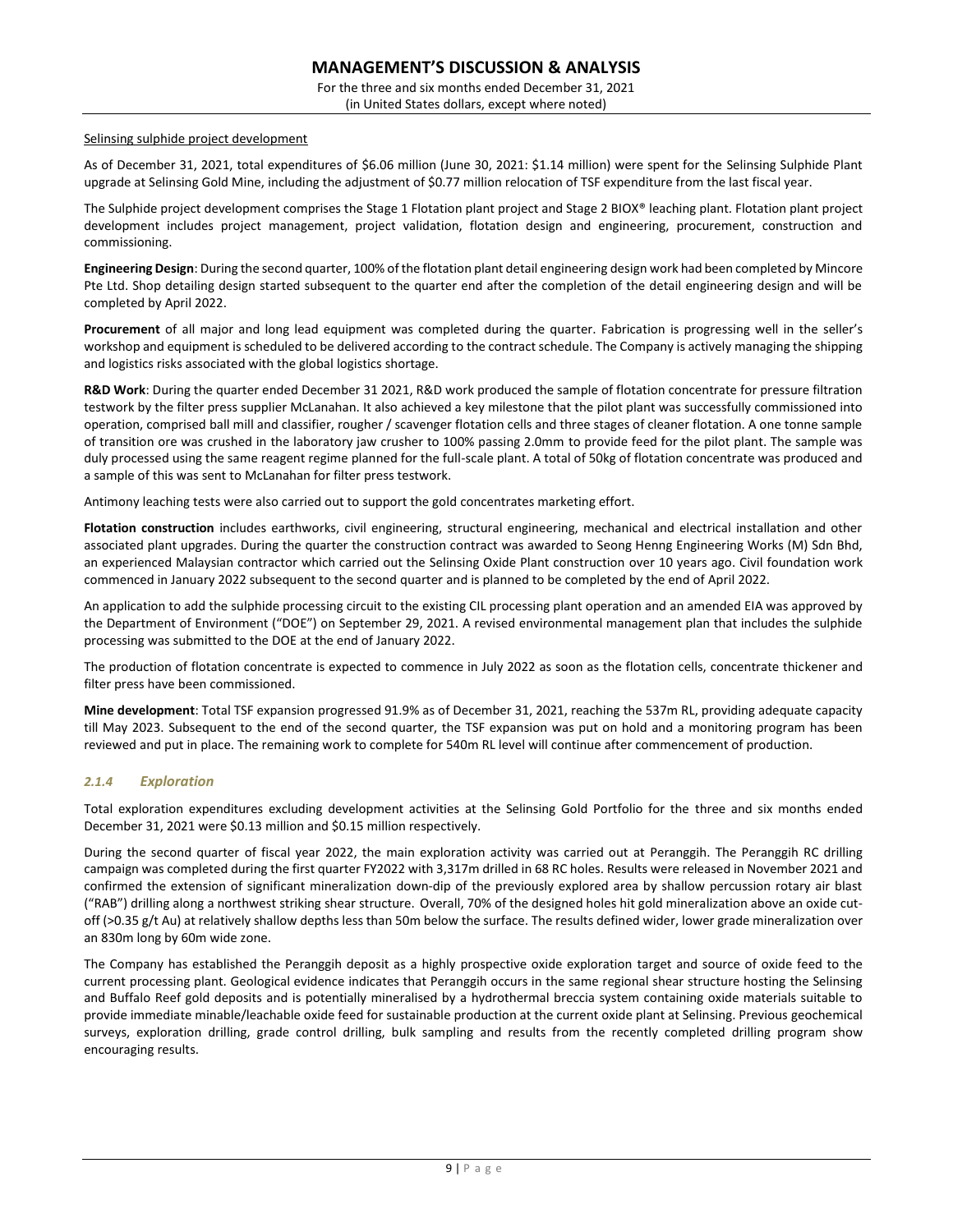Selinsing sulphide project development

As of December 31, 2021, total expenditures of $6.06 million (June 30, 2021: $1.14 million) were spent for the Selinsing Sulphide Plant upgrade at Selinsing Gold Mine, including the adjustment of $0.77 million relocation of TSF expenditure from the last fiscal year.

The Sulphide project development comprises the Stage 1 Flotation plant project and Stage 2 BIOX® leaching plant. Flotation plant project development includes project management, project validation, flotation design and engineering, procurement, construction and commissioning.

**Engineering Design**: During the second quarter, 100% of the flotation plant detail engineering design work had been completed by Mincore Pte Ltd. Shop detailing design started subsequent to the quarter end after the completion of the detail engineering design and will be completed by April 2022.

**Procurement** of all major and long lead equipment was completed during the quarter. Fabrication is progressing well in the seller's workshop and equipment is scheduled to be delivered according to the contract schedule. The Company is actively managing the shipping and logistics risks associated with the global logistics shortage.

**R&D Work**: During the quarter ended December 31 2021, R&D work produced the sample of flotation concentrate for pressure filtration testwork by the filter press supplier McLanahan. It also achieved a key milestone that the pilot plant was successfully commissioned into operation, comprised ball mill and classifier, rougher / scavenger flotation cells and three stages of cleaner flotation. A one tonne sample of transition ore was crushed in the laboratory jaw crusher to 100% passing 2.0mm to provide feed for the pilot plant. The sample was duly processed using the same reagent regime planned for the full-scale plant. A total of 50kg of flotation concentrate was produced and a sample of this was sent to McLanahan for filter press testwork.

Antimony leaching tests were also carried out to support the gold concentrates marketing effort.

**Flotation construction** includes earthworks, civil engineering, structural engineering, mechanical and electrical installation and other associated plant upgrades. During the quarter the construction contract was awarded to Seong Henng Engineering Works (M) Sdn Bhd, an experienced Malaysian contractor which carried out the Selinsing Oxide Plant construction over 10 years ago. Civil foundation work commenced in January 2022 subsequent to the second quarter and is planned to be completed by the end of April 2022.

An application to add the sulphide processing circuit to the existing CIL processing plant operation and an amended EIA was approved by the Department of Environment ("DOE") on September 29, 2021. A revised environmental management plan that includes the sulphide processing was submitted to the DOE at the end of January 2022.

The production of flotation concentrate is expected to commence in July 2022 as soon as the flotation cells, concentrate thickener and filter press have been commissioned.

**Mine development**: Total TSF expansion progressed 91.9% as of December 31, 2021, reaching the 537m RL, providing adequate capacity till May 2023. Subsequent to the end of the second quarter, the TSF expansion was put on hold and a monitoring program has been reviewed and put in place. The remaining work to complete for 540m RL level will continue after commencement of production.

### *2.1.4 Exploration*

Total exploration expenditures excluding development activities at the Selinsing Gold Portfolio for the three and six months ended December 31, 2021 were $0.13 million and $0.15 million respectively.

During the second quarter of fiscal year 2022, the main exploration activity was carried out at Peranggih. The Peranggih RC drilling campaign was completed during the first quarter FY2022 with 3,317m drilled in 68 RC holes. Results were released in November 2021 and confirmed the extension of significant mineralization down-dip of the previously explored area by shallow percussion rotary air blast ("RAB") drilling along a northwest striking shear structure. Overall, 70% of the designed holes hit gold mineralization above an oxide cut-off (>0.35 g/t Au) at relatively shallow depths less than 50m below the surface. The results defined wider, lower grade mineralization over an 830m long by 60m wide zone.

The Company has established the Peranggih deposit as a highly prospective oxide exploration target and source of oxide feed to the current processing plant. Geological evidence indicates that Peranggih occurs in the same regional shear structure hosting the Selinsing and Buffalo Reef gold deposits and is potentially mineralised by a hydrothermal breccia system containing oxide materials suitable to provide immediate minable/leachable oxide feed for sustainable production at the current oxide plant at Selinsing. Previous geochemical surveys, exploration drilling, grade control drilling, bulk sampling and results from the recently completed drilling program show encouraging results.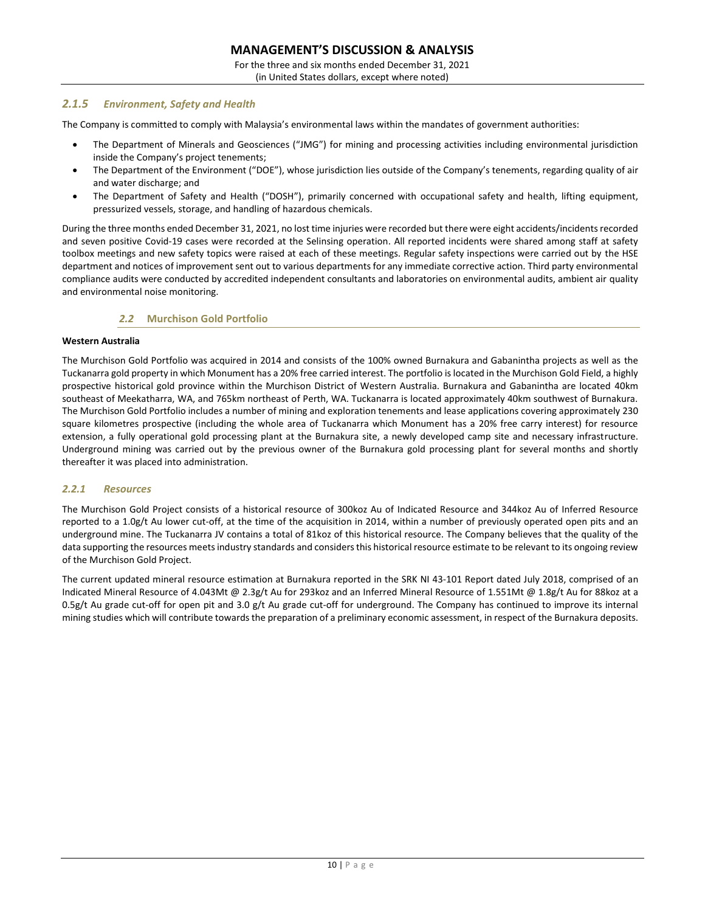### *2.1.5 Environment, Safety and Health*

The Company is committed to comply with Malaysia's environmental laws within the mandates of government authorities:

- The Department of Minerals and Geosciences ("JMG") for mining and processing activities including environmental jurisdiction inside the Company's project tenements;
- The Department of the Environment ("DOE"), whose jurisdiction lies outside of the Company's tenements, regarding quality of air and water discharge; and
- The Department of Safety and Health ("DOSH"), primarily concerned with occupational safety and health, lifting equipment, pressurized vessels, storage, and handling of hazardous chemicals.

During the three months ended December 31, 2021, no lost time injuries were recorded but there were eight accidents/incidents recorded and seven positive Covid-19 cases were recorded at the Selinsing operation. All reported incidents were shared among staff at safety toolbox meetings and new safety topics were raised at each of these meetings. Regular safety inspections were carried out by the HSE department and notices of improvement sent out to various departments for any immediate corrective action. Third party environmental compliance audits were conducted by accredited independent consultants and laboratories on environmental audits, ambient air quality and environmental noise monitoring.

## *2.2* Murchison Gold Portfolio

**Western Australia**

The Murchison Gold Portfolio was acquired in 2014 and consists of the 100% owned Burnakura and Gabanintha projects as well as the Tuckanarra gold property in which Monument has a 20% free carried interest. The portfolio is located in the Murchison Gold Field, a highly prospective historical gold province within the Murchison District of Western Australia. Burnakura and Gabanintha are located 40km southeast of Meekatharra, WA, and 765km northeast of Perth, WA. Tuckanarra is located approximately 40km southwest of Burnakura. The Murchison Gold Portfolio includes a number of mining and exploration tenements and lease applications covering approximately 230 square kilometres prospective (including the whole area of Tuckanarra which Monument has a 20% free carry interest) for resource extension, a fully operational gold processing plant at the Burnakura site, a newly developed camp site and necessary infrastructure. Underground mining was carried out by the previous owner of the Burnakura gold processing plant for several months and shortly thereafter it was placed into administration.

### *2.2.1 Resources*

The Murchison Gold Project consists of a historical resource of 300koz Au of Indicated Resource and 344koz Au of Inferred Resource reported to a 1.0g/t Au lower cut-off, at the time of the acquisition in 2014, within a number of previously operated open pits and an underground mine. The Tuckanarra JV contains a total of 81koz of this historical resource. The Company believes that the quality of the data supporting the resources meets industry standards and considers this historical resource estimate to be relevant to its ongoing review of the Murchison Gold Project.

The current updated mineral resource estimation at Burnakura reported in the SRK NI 43-101 Report dated July 2018, comprised of an Indicated Mineral Resource of 4.043Mt @ 2.3g/t Au for 293koz and an Inferred Mineral Resource of 1.551Mt @ 1.8g/t Au for 88koz at a 0.5g/t Au grade cut-off for open pit and 3.0 g/t Au grade cut-off for underground. The Company has continued to improve its internal mining studies which will contribute towards the preparation of a preliminary economic assessment, in respect of the Burnakura deposits.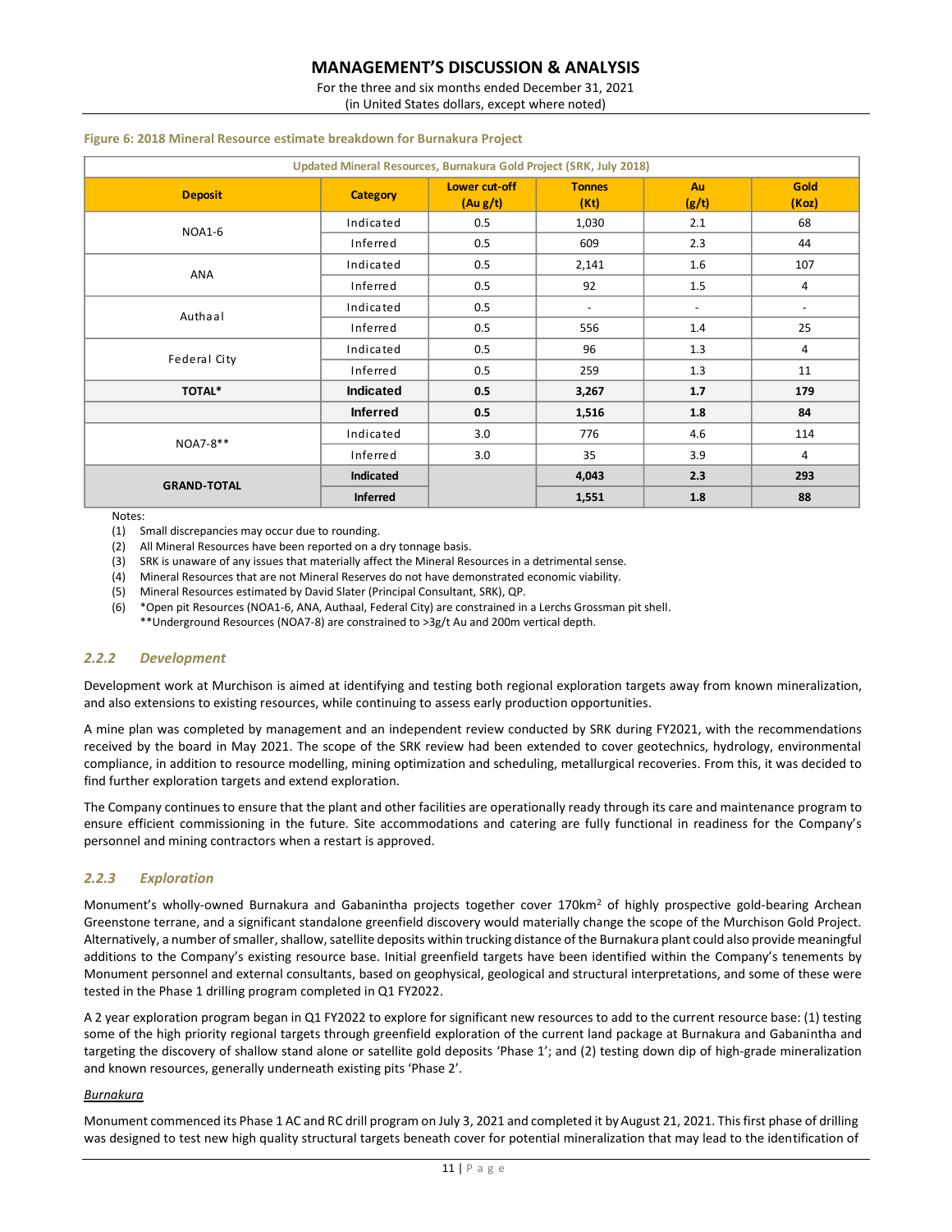**Figure 6: 2018 Mineral Resource estimate breakdown for Burnakura Project**

| Updated Mineral Resources, Burnakura Gold Project (SRK, July 2018) | | | | | |
|---|---|---|---|---|---|
| **Deposit** | **Category** | **Lower cut-off (Au g/t)** | **Tonnes (Kt)** | **Au (g/t)** | **Gold (Koz)** |
| NOA1-6 | Indicated | 0.5 | 1,030 | 2.1 | 68 |
| | Inferred | 0.5 | 609 | 2.3 | 44 |
| ANA | Indicated | 0.5 | 2,141 | 1.6 | 107 |
| | Inferred | 0.5 | 92 | 1.5 | 4 |
| Authaal | Indicated | 0.5 | - | - | - |
| | Inferred | 0.5 | 556 | 1.4 | 25 |
| Federal City | Indicated | 0.5 | 96 | 1.3 | 4 |
| | Inferred | 0.5 | 259 | 1.3 | 11 |
| **TOTAL*** | **Indicated** | **0.5** | **3,267** | **1.7** | **179** |
| | **Inferred** | **0.5** | **1,516** | **1.8** | **84** |
| NOA7-8** | Indicated | 3.0 | 776 | 4.6 | 114 |
| | Inferred | 3.0 | 35 | 3.9 | 4 |
| **GRAND-TOTAL** | **Indicated** | | **4,043** | **2.3** | **293** |
| | **Inferred** | | **1,551** | **1.8** | **88** |

Notes:

(1) Small discrepancies may occur due to rounding.
(2) All Mineral Resources have been reported on a dry tonnage basis.
(3) SRK is unaware of any issues that materially affect the Mineral Resources in a detrimental sense.
(4) Mineral Resources that are not Mineral Reserves do not have demonstrated economic viability.
(5) Mineral Resources estimated by David Slater (Principal Consultant, SRK), QP.
(6) *Open pit Resources (NOA1-6, ANA, Authaal, Federal City) are constrained in a Lerchs Grossman pit shell.
**Underground Resources (NOA7-8) are constrained to >3g/t Au and 200m vertical depth.

### *2.2.2 Development*

Development work at Murchison is aimed at identifying and testing both regional exploration targets away from known mineralization, and also extensions to existing resources, while continuing to assess early production opportunities.

A mine plan was completed by management and an independent review conducted by SRK during FY2021, with the recommendations received by the board in May 2021. The scope of the SRK review had been extended to cover geotechnics, hydrology, environmental compliance, in addition to resource modelling, mining optimization and scheduling, metallurgical recoveries. From this, it was decided to find further exploration targets and extend exploration.

The Company continues to ensure that the plant and other facilities are operationally ready through its care and maintenance program to ensure efficient commissioning in the future. Site accommodations and catering are fully functional in readiness for the Company's personnel and mining contractors when a restart is approved.

### *2.2.3 Exploration*

Monument's wholly-owned Burnakura and Gabanintha projects together cover 170km$^2$ of highly prospective gold-bearing Archean Greenstone terrane, and a significant standalone greenfield discovery would materially change the scope of the Murchison Gold Project. Alternatively, a number of smaller, shallow, satellite deposits within trucking distance of the Burnakura plant could also provide meaningful additions to the Company's existing resource base. Initial greenfield targets have been identified within the Company's tenements by Monument personnel and external consultants, based on geophysical, geological and structural interpretations, and some of these were tested in the Phase 1 drilling program completed in Q1 FY2022.

A 2 year exploration program began in Q1 FY2022 to explore for significant new resources to add to the current resource base: (1) testing some of the high priority regional targets through greenfield exploration of the current land package at Burnakura and Gabanintha and targeting the discovery of shallow stand alone or satellite gold deposits 'Phase 1'; and (2) testing down dip of high-grade mineralization and known resources, generally underneath existing pits 'Phase 2'.

*Burnakura*

Monument commenced its Phase 1 AC and RC drill program on July 3, 2021 and completed it by August 21, 2021. This first phase of drilling was designed to test new high quality structural targets beneath cover for potential mineralization that may lead to the identification of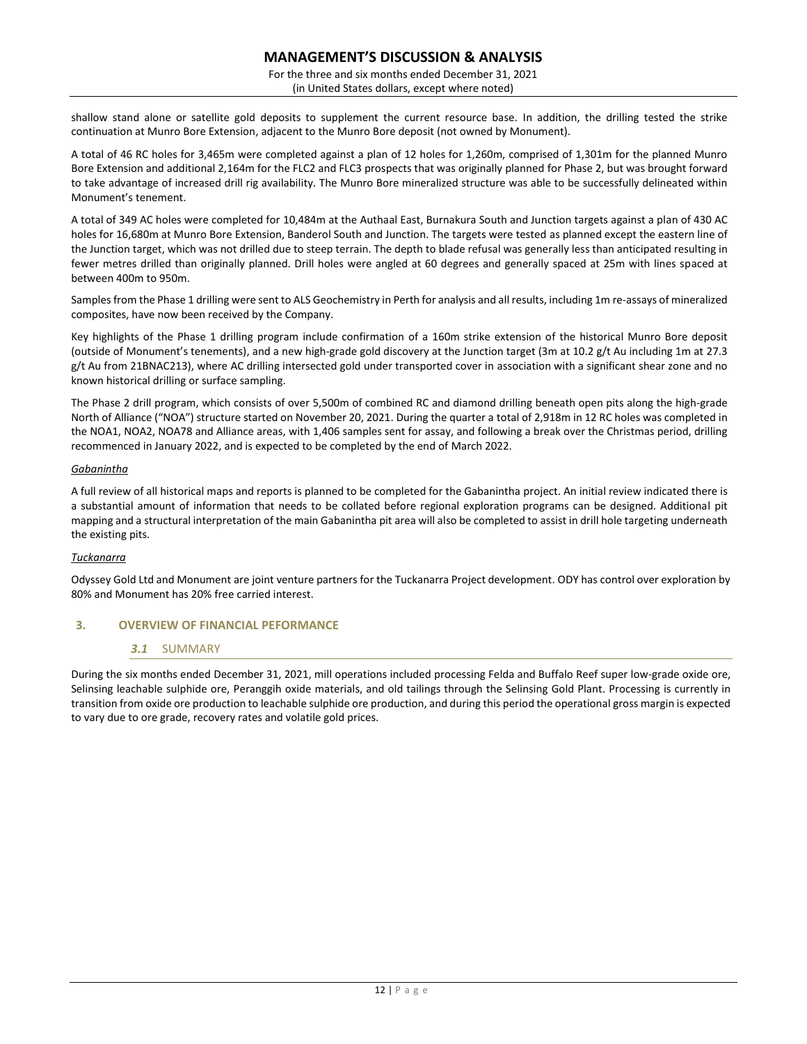shallow stand alone or satellite gold deposits to supplement the current resource base. In addition, the drilling tested the strike continuation at Munro Bore Extension, adjacent to the Munro Bore deposit (not owned by Monument).

A total of 46 RC holes for 3,465m were completed against a plan of 12 holes for 1,260m, comprised of 1,301m for the planned Munro Bore Extension and additional 2,164m for the FLC2 and FLC3 prospects that was originally planned for Phase 2, but was brought forward to take advantage of increased drill rig availability. The Munro Bore mineralized structure was able to be successfully delineated within Monument's tenement.

A total of 349 AC holes were completed for 10,484m at the Authaal East, Burnakura South and Junction targets against a plan of 430 AC holes for 16,680m at Munro Bore Extension, Banderol South and Junction. The targets were tested as planned except the eastern line of the Junction target, which was not drilled due to steep terrain. The depth to blade refusal was generally less than anticipated resulting in fewer metres drilled than originally planned. Drill holes were angled at 60 degrees and generally spaced at 25m with lines spaced at between 400m to 950m.

Samples from the Phase 1 drilling were sent to ALS Geochemistry in Perth for analysis and all results, including 1m re-assays of mineralized composites, have now been received by the Company.

Key highlights of the Phase 1 drilling program include confirmation of a 160m strike extension of the historical Munro Bore deposit (outside of Monument's tenements), and a new high-grade gold discovery at the Junction target (3m at 10.2 g/t Au including 1m at 27.3 g/t Au from 21BNAC213), where AC drilling intersected gold under transported cover in association with a significant shear zone and no known historical drilling or surface sampling.

The Phase 2 drill program, which consists of over 5,500m of combined RC and diamond drilling beneath open pits along the high-grade North of Alliance ("NOA") structure started on November 20, 2021. During the quarter a total of 2,918m in 12 RC holes was completed in the NOA1, NOA2, NOA78 and Alliance areas, with 1,406 samples sent for assay, and following a break over the Christmas period, drilling recommenced in January 2022, and is expected to be completed by the end of March 2022.

*Gabanintha*

A full review of all historical maps and reports is planned to be completed for the Gabanintha project. An initial review indicated there is a substantial amount of information that needs to be collated before regional exploration programs can be designed. Additional pit mapping and a structural interpretation of the main Gabanintha pit area will also be completed to assist in drill hole targeting underneath the existing pits.

*Tuckanarra*

Odyssey Gold Ltd and Monument are joint venture partners for the Tuckanarra Project development. ODY has control over exploration by 80% and Monument has 20% free carried interest.

## 3. OVERVIEW OF FINANCIAL PEFORMANCE

### *3.1* SUMMARY

During the six months ended December 31, 2021, mill operations included processing Felda and Buffalo Reef super low-grade oxide ore, Selinsing leachable sulphide ore, Peranggih oxide materials, and old tailings through the Selinsing Gold Plant. Processing is currently in transition from oxide ore production to leachable sulphide ore production, and during this period the operational gross margin is expected to vary due to ore grade, recovery rates and volatile gold prices.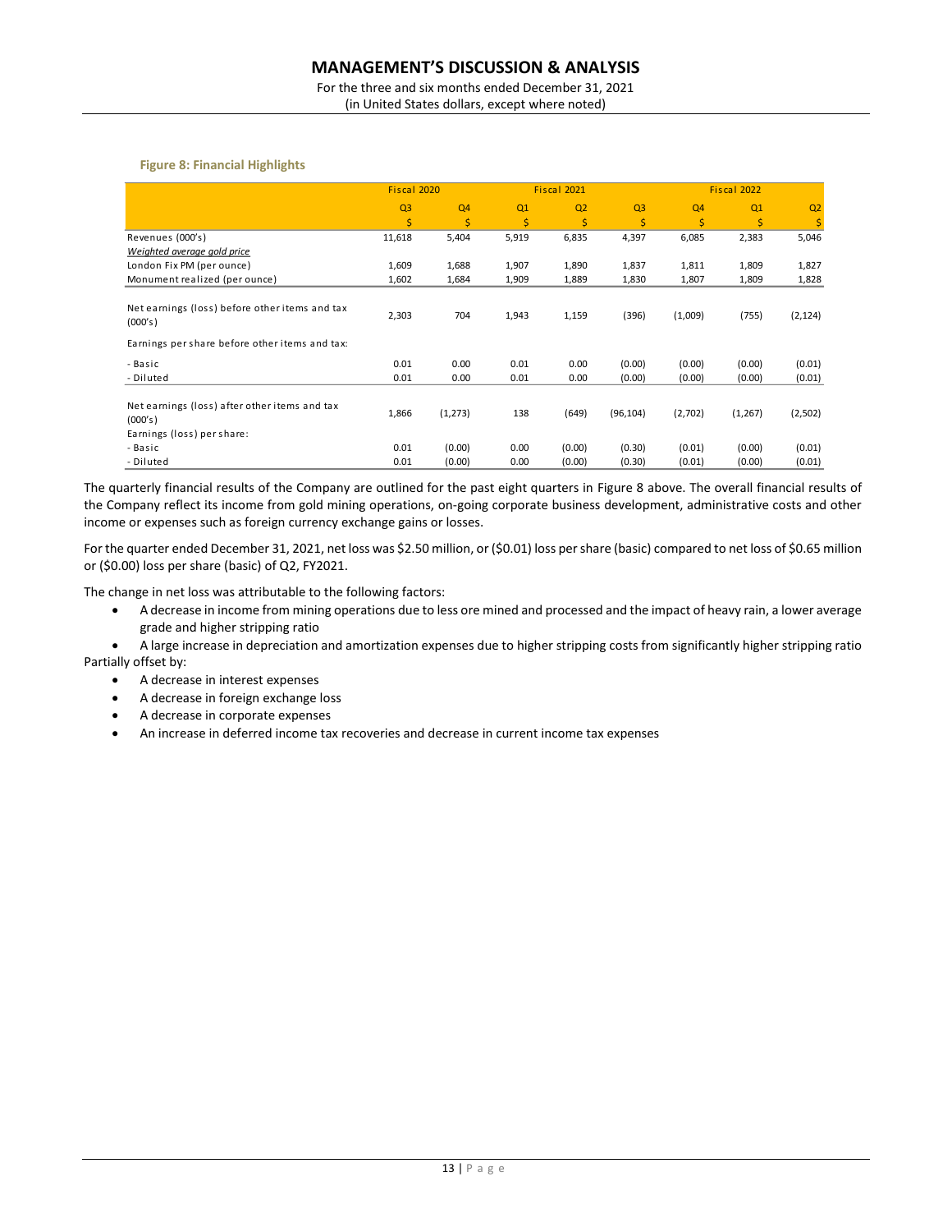**Figure 8: Financial Highlights**

| | Fiscal 2020 | | Fiscal 2021 | | | | Fiscal 2022 | |
|---|---|---|---|---|---|---|---|---|
| | Q3 | Q4 | Q1 | Q2 | Q3 | Q4 | Q1 | Q2 |
| | $ | $ | $ | $ | $ | $ | $ | $ |
| Revenues (000's) | 11,618 | 5,404 | 5,919 | 6,835 | 4,397 | 6,085 | 2,383 | 5,046 |
| *Weighted average gold price* | | | | | | | | |
| London Fix PM (per ounce) | 1,609 | 1,688 | 1,907 | 1,890 | 1,837 | 1,811 | 1,809 | 1,827 |
| Monument realized (per ounce) | 1,602 | 1,684 | 1,909 | 1,889 | 1,830 | 1,807 | 1,809 | 1,828 |
| Net earnings (loss) before other items and tax (000's) | 2,303 | 704 | 1,943 | 1,159 | (396) | (1,009) | (755) | (2,124) |
| Earnings per share before other items and tax: | | | | | | | | |
| - Basic | 0.01 | 0.00 | 0.01 | 0.00 | (0.00) | (0.00) | (0.00) | (0.01) |
| - Diluted | 0.01 | 0.00 | 0.01 | 0.00 | (0.00) | (0.00) | (0.00) | (0.01) |
| Net earnings (loss) after other items and tax (000's) | 1,866 | (1,273) | 138 | (649) | (96,104) | (2,702) | (1,267) | (2,502) |
| Earnings (loss) per share: | | | | | | | | |
| - Basic | 0.01 | (0.00) | 0.00 | (0.00) | (0.30) | (0.01) | (0.00) | (0.01) |
| - Diluted | 0.01 | (0.00) | 0.00 | (0.00) | (0.30) | (0.01) | (0.00) | (0.01) |

The quarterly financial results of the Company are outlined for the past eight quarters in Figure 8 above. The overall financial results of the Company reflect its income from gold mining operations, on-going corporate business development, administrative costs and other income or expenses such as foreign currency exchange gains or losses.

For the quarter ended December 31, 2021, net loss was $2.50 million, or ($0.01) loss per share (basic) compared to net loss of $0.65 million or ($0.00) loss per share (basic) of Q2, FY2021.

The change in net loss was attributable to the following factors:

- A decrease in income from mining operations due to less ore mined and processed and the impact of heavy rain, a lower average grade and higher stripping ratio
- A large increase in depreciation and amortization expenses due to higher stripping costs from significantly higher stripping ratio

Partially offset by:

- A decrease in interest expenses
- A decrease in foreign exchange loss
- A decrease in corporate expenses
- An increase in deferred income tax recoveries and decrease in current income tax expenses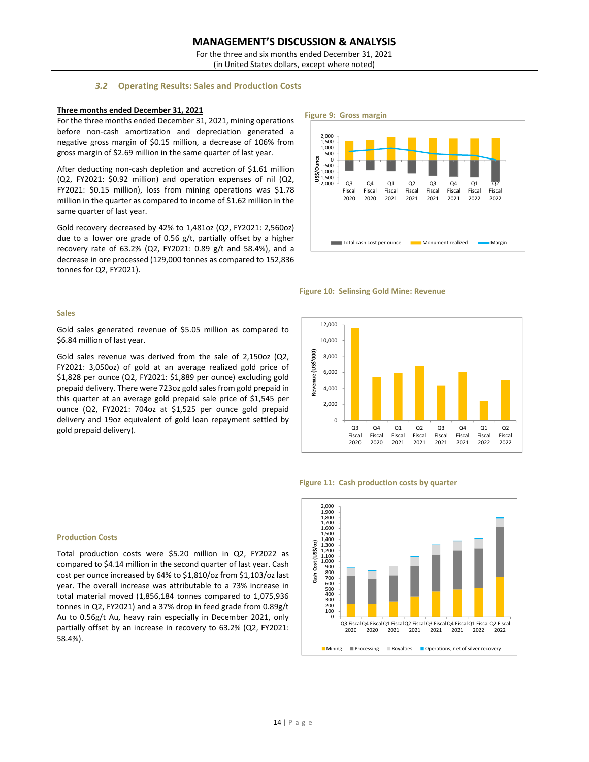### 3.2 Operating Results: Sales and Production Costs

**Three months ended December 31, 2021**

For the three months ended December 31, 2021, mining operations before non-cash amortization and depreciation generated a negative gross margin of $0.15 million, a decrease of 106% from gross margin of $2.69 million in the same quarter of last year.

After deducting non-cash depletion and accretion of $1.61 million (Q2, FY2021: $0.92 million) and operation expenses of nil (Q2, FY2021: $0.15 million), loss from mining operations was $1.78 million in the quarter as compared to income of $1.62 million in the same quarter of last year.

Gold recovery decreased by 42% to 1,481oz (Q2, FY2021: 2,560oz) due to a lower ore grade of 0.56 g/t, partially offset by a higher recovery rate of 63.2% (Q2, FY2021: 0.89 g/t and 58.4%), and a decrease in ore processed (129,000 tonnes as compared to 152,836 tonnes for Q2, FY2021).

Figure 9: Gross margin

Figure 10: Selinsing Gold Mine: Revenue

**Sales**

Gold sales generated revenue of $5.05 million as compared to $6.84 million of last year.

Gold sales revenue was derived from the sale of 2,150oz (Q2, FY2021: 3,050oz) of gold at an average realized gold price of $1,828 per ounce (Q2, FY2021: $1,889 per ounce) excluding gold prepaid delivery. There were 723oz gold sales from gold prepaid in this quarter at an average gold prepaid sale price of $1,545 per ounce (Q2, FY2021: 704oz at $1,525 per ounce gold prepaid delivery and 19oz equivalent of gold loan repayment settled by gold prepaid delivery).

Figure 11: Cash production costs by quarter

**Production Costs**

Total production costs were $5.20 million in Q2, FY2022 as compared to $4.14 million in the second quarter of last year. Cash cost per ounce increased by 64% to $1,810/oz from $1,103/oz last year. The overall increase was attributable to a 73% increase in total material moved (1,856,184 tonnes compared to 1,075,936 tonnes in Q2, FY2021) and a 37% drop in feed grade from 0.89g/t Au to 0.56g/t Au, heavy rain especially in December 2021, only partially offset by an increase in recovery to 63.2% (Q2, FY2021: 58.4%).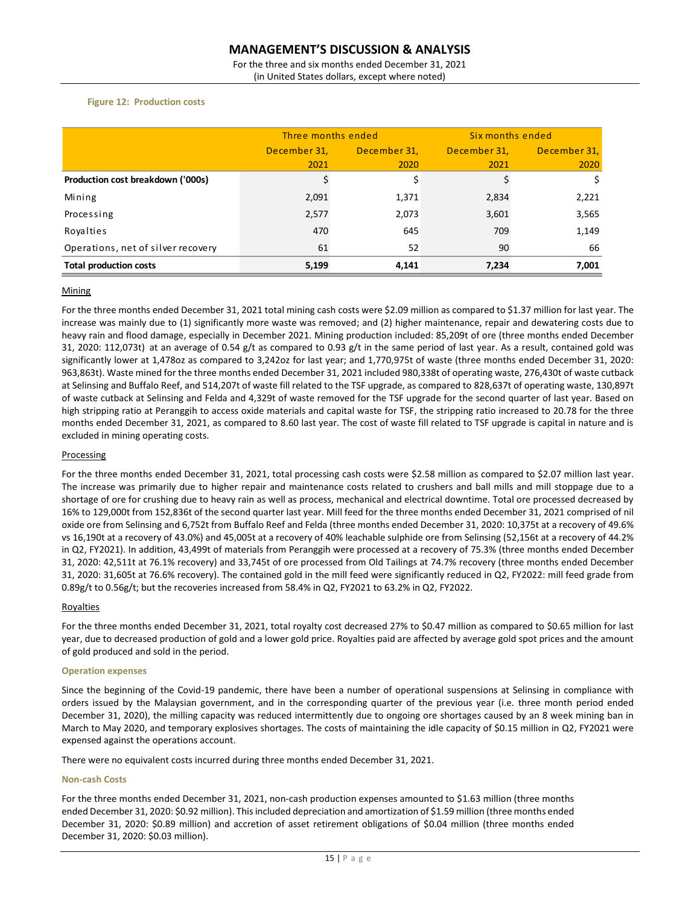**Figure 12: Production costs**

| | Three months ended | | Six months ended | |
|---|---|---|---|---|
| | December 31, 2021 | December 31, 2020 | December 31, 2021 | December 31, 2020 |
| **Production cost breakdown ('000s)** | $ | $ | $ | $ |
| Mining | 2,091 | 1,371 | 2,834 | 2,221 |
| Processing | 2,577 | 2,073 | 3,601 | 3,565 |
| Royalties | 470 | 645 | 709 | 1,149 |
| Operations, net of silver recovery | 61 | 52 | 90 | 66 |
| **Total production costs** | **5,199** | **4,141** | **7,234** | **7,001** |

Mining

For the three months ended December 31, 2021 total mining cash costs were $2.09 million as compared to $1.37 million for last year. The increase was mainly due to (1) significantly more waste was removed; and (2) higher maintenance, repair and dewatering costs due to heavy rain and flood damage, especially in December 2021. Mining production included: 85,209t of ore (three months ended December 31, 2020: 112,073t) at an average of 0.54 g/t as compared to 0.93 g/t in the same period of last year. As a result, contained gold was significantly lower at 1,478oz as compared to 3,242oz for last year; and 1,770,975t of waste (three months ended December 31, 2020: 963,863t). Waste mined for the three months ended December 31, 2021 included 980,338t of operating waste, 276,430t of waste cutback at Selinsing and Buffalo Reef, and 514,207t of waste fill related to the TSF upgrade, as compared to 828,637t of operating waste, 130,897t of waste cutback at Selinsing and Felda and 4,329t of waste removed for the TSF upgrade for the second quarter of last year. Based on high stripping ratio at Peranggih to access oxide materials and capital waste for TSF, the stripping ratio increased to 20.78 for the three months ended December 31, 2021, as compared to 8.60 last year. The cost of waste fill related to TSF upgrade is capital in nature and is excluded in mining operating costs.

Processing

For the three months ended December 31, 2021, total processing cash costs were $2.58 million as compared to $2.07 million last year. The increase was primarily due to higher repair and maintenance costs related to crushers and ball mills and mill stoppage due to a shortage of ore for crushing due to heavy rain as well as process, mechanical and electrical downtime. Total ore processed decreased by 16% to 129,000t from 152,836t of the second quarter last year. Mill feed for the three months ended December 31, 2021 comprised of nil oxide ore from Selinsing and 6,752t from Buffalo Reef and Felda (three months ended December 31, 2020: 10,375t at a recovery of 49.6% vs 16,190t at a recovery of 43.0%) and 45,005t at a recovery of 40% leachable sulphide ore from Selinsing (52,156t at a recovery of 44.2% in Q2, FY2021). In addition, 43,499t of materials from Peranggih were processed at a recovery of 75.3% (three months ended December 31, 2020: 42,511t at 76.1% recovery) and 33,745t of ore processed from Old Tailings at 74.7% recovery (three months ended December 31, 2020: 31,605t at 76.6% recovery). The contained gold in the mill feed were significantly reduced in Q2, FY2022: mill feed grade from 0.89g/t to 0.56g/t; but the recoveries increased from 58.4% in Q2, FY2021 to 63.2% in Q2, FY2022.

Royalties

For the three months ended December 31, 2021, total royalty cost decreased 27% to $0.47 million as compared to $0.65 million for last year, due to decreased production of gold and a lower gold price. Royalties paid are affected by average gold spot prices and the amount of gold produced and sold in the period.

**Operation expenses**

Since the beginning of the Covid-19 pandemic, there have been a number of operational suspensions at Selinsing in compliance with orders issued by the Malaysian government, and in the corresponding quarter of the previous year (i.e. three month period ended December 31, 2020), the milling capacity was reduced intermittently due to ongoing ore shortages caused by an 8 week mining ban in March to May 2020, and temporary explosives shortages. The costs of maintaining the idle capacity of $0.15 million in Q2, FY2021 were expensed against the operations account.

There were no equivalent costs incurred during three months ended December 31, 2021.

**Non-cash Costs**

For the three months ended December 31, 2021, non-cash production expenses amounted to $1.63 million (three months ended December 31, 2020: $0.92 million). This included depreciation and amortization of $1.59 million (three months ended December 31, 2020: $0.89 million) and accretion of asset retirement obligations of $0.04 million (three months ended December 31, 2020: $0.03 million).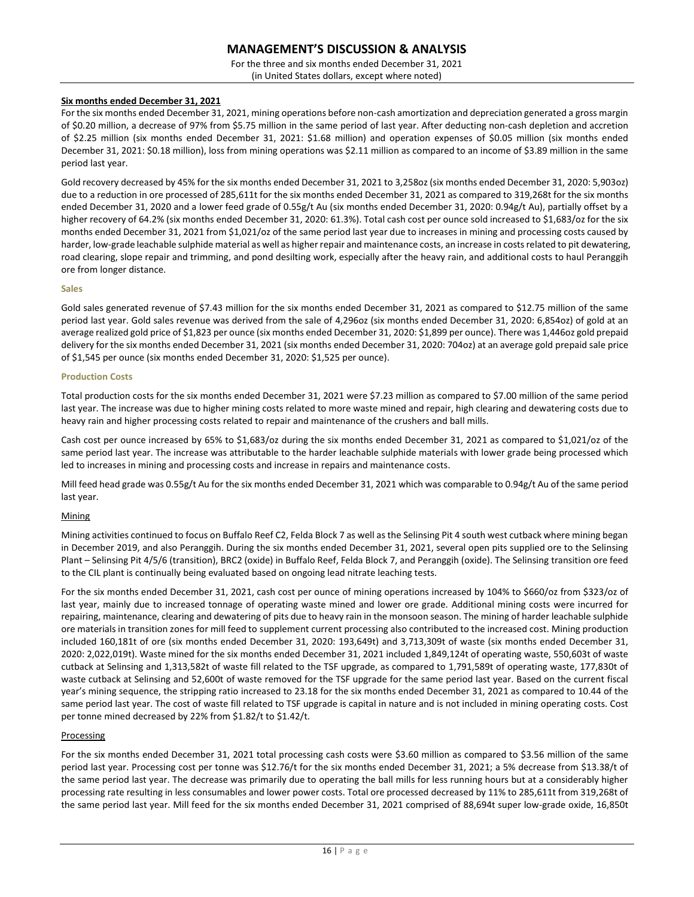**Six months ended December 31, 2021**

For the six months ended December 31, 2021, mining operations before non-cash amortization and depreciation generated a gross margin of $0.20 million, a decrease of 97% from $5.75 million in the same period of last year. After deducting non-cash depletion and accretion of $2.25 million (six months ended December 31, 2021: $1.68 million) and operation expenses of $0.05 million (six months ended December 31, 2021: $0.18 million), loss from mining operations was $2.11 million as compared to an income of $3.89 million in the same period last year.

Gold recovery decreased by 45% for the six months ended December 31, 2021 to 3,258oz (six months ended December 31, 2020: 5,903oz) due to a reduction in ore processed of 285,611t for the six months ended December 31, 2021 as compared to 319,268t for the six months ended December 31, 2020 and a lower feed grade of 0.55g/t Au (six months ended December 31, 2020: 0.94g/t Au), partially offset by a higher recovery of 64.2% (six months ended December 31, 2020: 61.3%). Total cash cost per ounce sold increased to $1,683/oz for the six months ended December 31, 2021 from $1,021/oz of the same period last year due to increases in mining and processing costs caused by harder, low-grade leachable sulphide material as well as higher repair and maintenance costs, an increase in costs related to pit dewatering, road clearing, slope repair and trimming, and pond desilting work, especially after the heavy rain, and additional costs to haul Peranggih ore from longer distance.

### Sales

Gold sales generated revenue of $7.43 million for the six months ended December 31, 2021 as compared to $12.75 million of the same period last year. Gold sales revenue was derived from the sale of 4,296oz (six months ended December 31, 2020: 6,854oz) of gold at an average realized gold price of $1,823 per ounce (six months ended December 31, 2020: $1,899 per ounce). There was 1,446oz gold prepaid delivery for the six months ended December 31, 2021 (six months ended December 31, 2020: 704oz) at an average gold prepaid sale price of $1,545 per ounce (six months ended December 31, 2020: $1,525 per ounce).

### Production Costs

Total production costs for the six months ended December 31, 2021 were $7.23 million as compared to $7.00 million of the same period last year. The increase was due to higher mining costs related to more waste mined and repair, high clearing and dewatering costs due to heavy rain and higher processing costs related to repair and maintenance of the crushers and ball mills.

Cash cost per ounce increased by 65% to $1,683/oz during the six months ended December 31, 2021 as compared to $1,021/oz of the same period last year. The increase was attributable to the harder leachable sulphide materials with lower grade being processed which led to increases in mining and processing costs and increase in repairs and maintenance costs.

Mill feed head grade was 0.55g/t Au for the six months ended December 31, 2021 which was comparable to 0.94g/t Au of the same period last year.

#### Mining

Mining activities continued to focus on Buffalo Reef C2, Felda Block 7 as well as the Selinsing Pit 4 south west cutback where mining began in December 2019, and also Peranggih. During the six months ended December 31, 2021, several open pits supplied ore to the Selinsing Plant – Selinsing Pit 4/5/6 (transition), BRC2 (oxide) in Buffalo Reef, Felda Block 7, and Peranggih (oxide). The Selinsing transition ore feed to the CIL plant is continually being evaluated based on ongoing lead nitrate leaching tests.

For the six months ended December 31, 2021, cash cost per ounce of mining operations increased by 104% to $660/oz from $323/oz of last year, mainly due to increased tonnage of operating waste mined and lower ore grade. Additional mining costs were incurred for repairing, maintenance, clearing and dewatering of pits due to heavy rain in the monsoon season. The mining of harder leachable sulphide ore materials in transition zones for mill feed to supplement current processing also contributed to the increased cost. Mining production included 160,181t of ore (six months ended December 31, 2020: 193,649t) and 3,713,309t of waste (six months ended December 31, 2020: 2,022,019t). Waste mined for the six months ended December 31, 2021 included 1,849,124t of operating waste, 550,603t of waste cutback at Selinsing and 1,313,582t of waste fill related to the TSF upgrade, as compared to 1,791,589t of operating waste, 177,830t of waste cutback at Selinsing and 52,600t of waste removed for the TSF upgrade for the same period last year. Based on the current fiscal year's mining sequence, the stripping ratio increased to 23.18 for the six months ended December 31, 2021 as compared to 10.44 of the same period last year. The cost of waste fill related to TSF upgrade is capital in nature and is not included in mining operating costs. Cost per tonne mined decreased by 22% from $1.82/t to $1.42/t.

#### Processing

For the six months ended December 31, 2021 total processing cash costs were $3.60 million as compared to $3.56 million of the same period last year. Processing cost per tonne was $12.76/t for the six months ended December 31, 2021; a 5% decrease from $13.38/t of the same period last year. The decrease was primarily due to operating the ball mills for less running hours but at a considerably higher processing rate resulting in less consumables and lower power costs. Total ore processed decreased by 11% to 285,611t from 319,268t of the same period last year. Mill feed for the six months ended December 31, 2021 comprised of 88,694t super low-grade oxide, 16,850t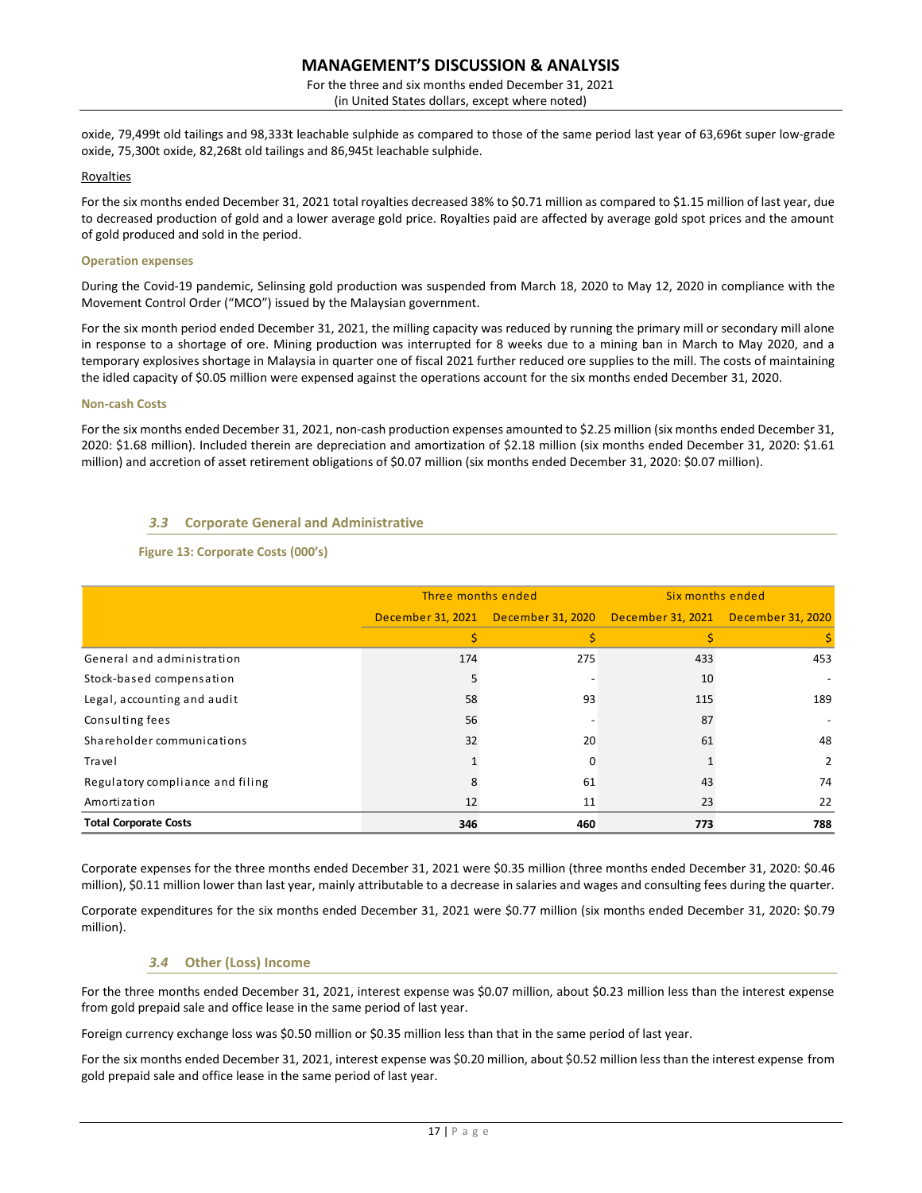oxide, 79,499t old tailings and 98,333t leachable sulphide as compared to those of the same period last year of 63,696t super low-grade oxide, 75,300t oxide, 82,268t old tailings and 86,945t leachable sulphide.

Royalties

For the six months ended December 31, 2021 total royalties decreased 38% to $0.71 million as compared to $1.15 million of last year, due to decreased production of gold and a lower average gold price. Royalties paid are affected by average gold spot prices and the amount of gold produced and sold in the period.

**Operation expenses**

During the Covid-19 pandemic, Selinsing gold production was suspended from March 18, 2020 to May 12, 2020 in compliance with the Movement Control Order ("MCO") issued by the Malaysian government.

For the six month period ended December 31, 2021, the milling capacity was reduced by running the primary mill or secondary mill alone in response to a shortage of ore. Mining production was interrupted for 8 weeks due to a mining ban in March to May 2020, and a temporary explosives shortage in Malaysia in quarter one of fiscal 2021 further reduced ore supplies to the mill. The costs of maintaining the idled capacity of $0.05 million were expensed against the operations account for the six months ended December 31, 2020.

**Non-cash Costs**

For the six months ended December 31, 2021, non-cash production expenses amounted to $2.25 million (six months ended December 31, 2020: $1.68 million). Included therein are depreciation and amortization of $2.18 million (six months ended December 31, 2020: $1.61 million) and accretion of asset retirement obligations of $0.07 million (six months ended December 31, 2020: $0.07 million).

## *3.3* Corporate General and Administrative

**Figure 13: Corporate Costs (000's)**

| | Three months ended | | Six months ended | |
|---|---|---|---|---|
| | December 31, 2021 | December 31, 2020 | December 31, 2021 | December 31, 2020 |
| | $ | $ | $ | $ |
| General and administration | 174 | 275 | 433 | 453 |
| Stock-based compensation | 5 | - | 10 | - |
| Legal, accounting and audit | 58 | 93 | 115 | 189 |
| Consulting fees | 56 | - | 87 | - |
| Shareholder communications | 32 | 20 | 61 | 48 |
| Travel | 1 | 0 | 1 | 2 |
| Regulatory compliance and filing | 8 | 61 | 43 | 74 |
| Amortization | 12 | 11 | 23 | 22 |
| **Total Corporate Costs** | **346** | **460** | **773** | **788** |

Corporate expenses for the three months ended December 31, 2021 were $0.35 million (three months ended December 31, 2020: $0.46 million), $0.11 million lower than last year, mainly attributable to a decrease in salaries and wages and consulting fees during the quarter.

Corporate expenditures for the six months ended December 31, 2021 were $0.77 million (six months ended December 31, 2020: $0.79 million).

## *3.4* Other (Loss) Income

For the three months ended December 31, 2021, interest expense was $0.07 million, about $0.23 million less than the interest expense from gold prepaid sale and office lease in the same period of last year.

Foreign currency exchange loss was $0.50 million or $0.35 million less than that in the same period of last year.

For the six months ended December 31, 2021, interest expense was $0.20 million, about $0.52 million less than the interest expense from gold prepaid sale and office lease in the same period of last year.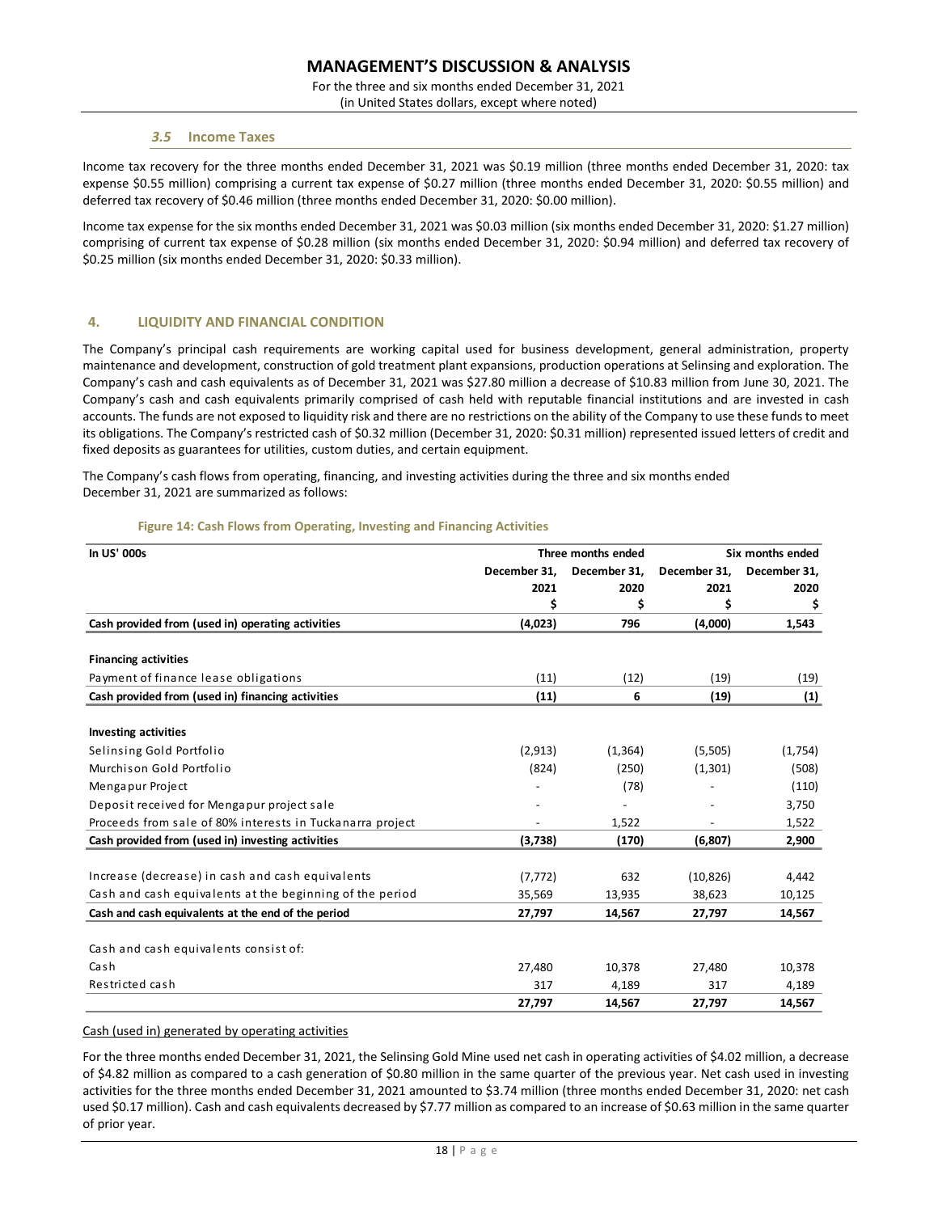### 3.5 Income Taxes

Income tax recovery for the three months ended December 31, 2021 was $0.19 million (three months ended December 31, 2020: tax expense $0.55 million) comprising a current tax expense of $0.27 million (three months ended December 31, 2020: $0.55 million) and deferred tax recovery of $0.46 million (three months ended December 31, 2020: $0.00 million).

Income tax expense for the six months ended December 31, 2021 was $0.03 million (six months ended December 31, 2020: $1.27 million) comprising of current tax expense of $0.28 million (six months ended December 31, 2020: $0.94 million) and deferred tax recovery of $0.25 million (six months ended December 31, 2020: $0.33 million).

## 4. LIQUIDITY AND FINANCIAL CONDITION

The Company's principal cash requirements are working capital used for business development, general administration, property maintenance and development, construction of gold treatment plant expansions, production operations at Selinsing and exploration. The Company's cash and cash equivalents as of December 31, 2021 was $27.80 million a decrease of $10.83 million from June 30, 2021. The Company's cash and cash equivalents primarily comprised of cash held with reputable financial institutions and are invested in cash accounts. The funds are not exposed to liquidity risk and there are no restrictions on the ability of the Company to use these funds to meet its obligations. The Company's restricted cash of $0.32 million (December 31, 2020: $0.31 million) represented issued letters of credit and fixed deposits as guarantees for utilities, custom duties, and certain equipment.

The Company's cash flows from operating, financing, and investing activities during the three and six months ended December 31, 2021 are summarized as follows:

**Figure 14: Cash Flows from Operating, Investing and Financing Activities**

| In US' 000s | Three months ended | | Six months ended | |
|---|---|---|---|---|
| | December 31, 2021 | December 31, 2020 | December 31, 2021 | December 31, 2020 |
| | $ | $ | $ | $ |
| **Cash provided from (used in) operating activities** | **(4,023)** | **796** | **(4,000)** | **1,543** |
| **Financing activities** | | | | |
| Payment of finance lease obligations | (11) | (12) | (19) | (19) |
| **Cash provided from (used in) financing activities** | **(11)** | **6** | **(19)** | **(1)** |
| **Investing activities** | | | | |
| Selinsing Gold Portfolio | (2,913) | (1,364) | (5,505) | (1,754) |
| Murchison Gold Portfolio | (824) | (250) | (1,301) | (508) |
| Mengapur Project | - | (78) | - | (110) |
| Deposit received for Mengapur project sale | - | - | - | 3,750 |
| Proceeds from sale of 80% interests in Tuckanarra project | - | 1,522 | - | 1,522 |
| **Cash provided from (used in) investing activities** | **(3,738)** | **(170)** | **(6,807)** | **2,900** |
| Increase (decrease) in cash and cash equivalents | (7,772) | 632 | (10,826) | 4,442 |
| Cash and cash equivalents at the beginning of the period | 35,569 | 13,935 | 38,623 | 10,125 |
| **Cash and cash equivalents at the end of the period** | **27,797** | **14,567** | **27,797** | **14,567** |
| Cash and cash equivalents consist of: | | | | |
| Cash | 27,480 | 10,378 | 27,480 | 10,378 |
| Restricted cash | 317 | 4,189 | 317 | 4,189 |
| | **27,797** | **14,567** | **27,797** | **14,567** |

Cash (used in) generated by operating activities

For the three months ended December 31, 2021, the Selinsing Gold Mine used net cash in operating activities of $4.02 million, a decrease of $4.82 million as compared to a cash generation of $0.80 million in the same quarter of the previous year. Net cash used in investing activities for the three months ended December 31, 2021 amounted to $3.74 million (three months ended December 31, 2020: net cash used $0.17 million). Cash and cash equivalents decreased by $7.77 million as compared to an increase of $0.63 million in the same quarter of prior year.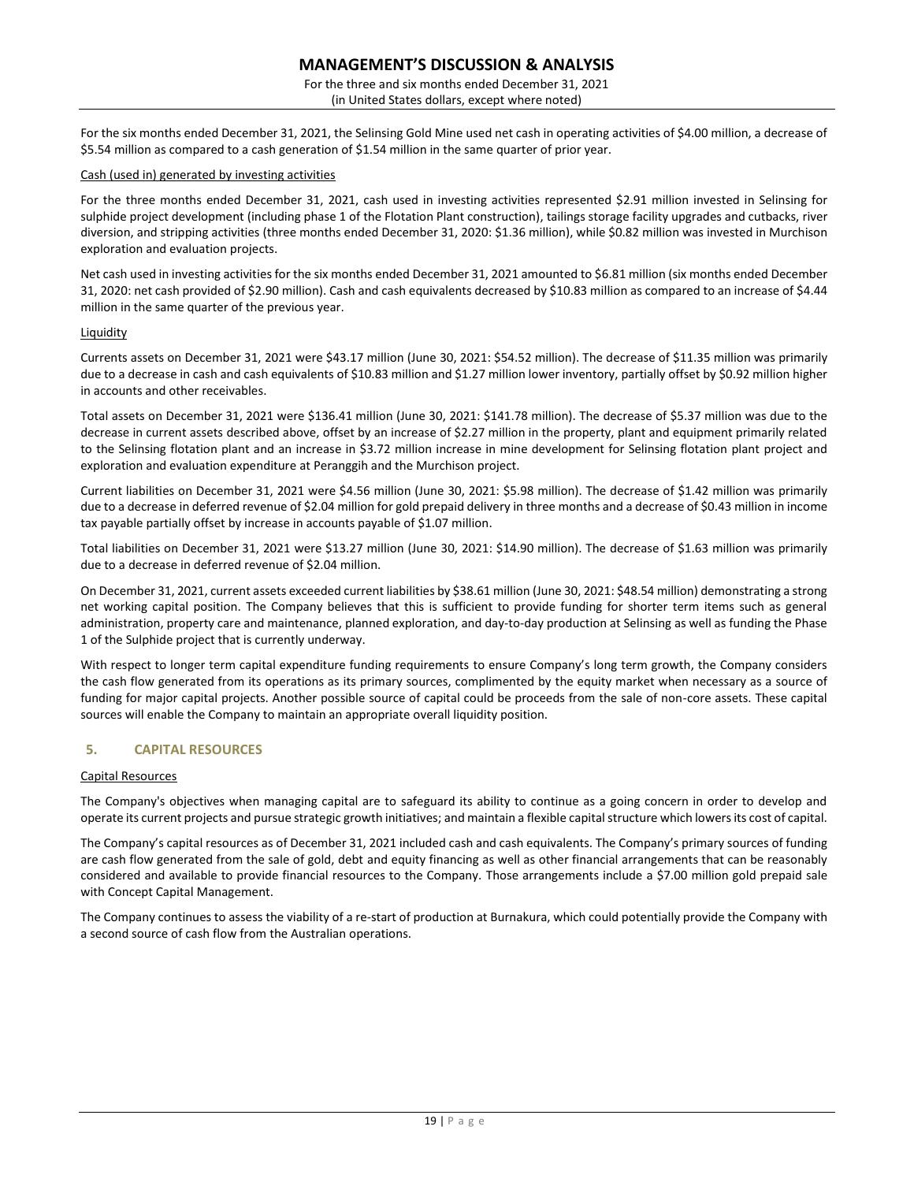For the six months ended December 31, 2021, the Selinsing Gold Mine used net cash in operating activities of $4.00 million, a decrease of $5.54 million as compared to a cash generation of $1.54 million in the same quarter of prior year.

Cash (used in) generated by investing activities

For the three months ended December 31, 2021, cash used in investing activities represented $2.91 million invested in Selinsing for sulphide project development (including phase 1 of the Flotation Plant construction), tailings storage facility upgrades and cutbacks, river diversion, and stripping activities (three months ended December 31, 2020: $1.36 million), while $0.82 million was invested in Murchison exploration and evaluation projects.

Net cash used in investing activities for the six months ended December 31, 2021 amounted to $6.81 million (six months ended December 31, 2020: net cash provided of $2.90 million). Cash and cash equivalents decreased by $10.83 million as compared to an increase of $4.44 million in the same quarter of the previous year.

Liquidity

Currents assets on December 31, 2021 were $43.17 million (June 30, 2021: $54.52 million). The decrease of $11.35 million was primarily due to a decrease in cash and cash equivalents of $10.83 million and $1.27 million lower inventory, partially offset by $0.92 million higher in accounts and other receivables.

Total assets on December 31, 2021 were $136.41 million (June 30, 2021: $141.78 million). The decrease of $5.37 million was due to the decrease in current assets described above, offset by an increase of $2.27 million in the property, plant and equipment primarily related to the Selinsing flotation plant and an increase in $3.72 million increase in mine development for Selinsing flotation plant project and exploration and evaluation expenditure at Peranggih and the Murchison project.

Current liabilities on December 31, 2021 were $4.56 million (June 30, 2021: $5.98 million). The decrease of $1.42 million was primarily due to a decrease in deferred revenue of $2.04 million for gold prepaid delivery in three months and a decrease of $0.43 million in income tax payable partially offset by increase in accounts payable of $1.07 million.

Total liabilities on December 31, 2021 were $13.27 million (June 30, 2021: $14.90 million). The decrease of $1.63 million was primarily due to a decrease in deferred revenue of $2.04 million.

On December 31, 2021, current assets exceeded current liabilities by $38.61 million (June 30, 2021: $48.54 million) demonstrating a strong net working capital position. The Company believes that this is sufficient to provide funding for shorter term items such as general administration, property care and maintenance, planned exploration, and day-to-day production at Selinsing as well as funding the Phase 1 of the Sulphide project that is currently underway.

With respect to longer term capital expenditure funding requirements to ensure Company's long term growth, the Company considers the cash flow generated from its operations as its primary sources, complimented by the equity market when necessary as a source of funding for major capital projects. Another possible source of capital could be proceeds from the sale of non-core assets. These capital sources will enable the Company to maintain an appropriate overall liquidity position.

## 5. CAPITAL RESOURCES

Capital Resources

The Company's objectives when managing capital are to safeguard its ability to continue as a going concern in order to develop and operate its current projects and pursue strategic growth initiatives; and maintain a flexible capital structure which lowers its cost of capital.

The Company's capital resources as of December 31, 2021 included cash and cash equivalents. The Company's primary sources of funding are cash flow generated from the sale of gold, debt and equity financing as well as other financial arrangements that can be reasonably considered and available to provide financial resources to the Company. Those arrangements include a $7.00 million gold prepaid sale with Concept Capital Management.

The Company continues to assess the viability of a re-start of production at Burnakura, which could potentially provide the Company with a second source of cash flow from the Australian operations.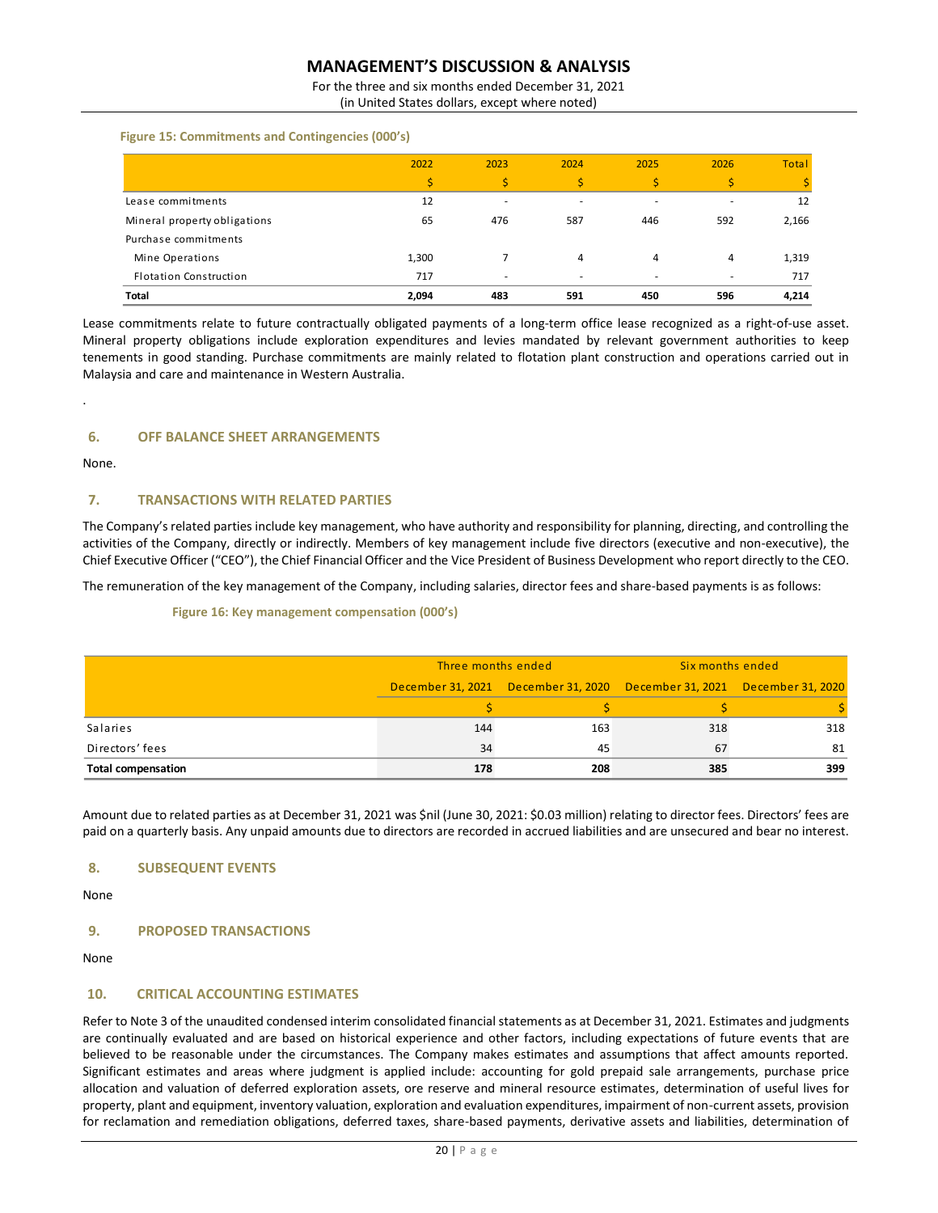**Figure 15: Commitments and Contingencies (000's)**

| | 2022 | 2023 | 2024 | 2025 | 2026 | Total |
|---|---|---|---|---|---|---|
| | $ | $ | $ | $ | $ | $ |
| Lease commitments | 12 | - | - | - | - | 12 |
| Mineral property obligations | 65 | 476 | 587 | 446 | 592 | 2,166 |
| Purchase commitments | | | | | | |
| Mine Operations | 1,300 | 7 | 4 | 4 | 4 | 1,319 |
| Flotation Construction | 717 | - | - | - | - | 717 |
| **Total** | **2,094** | **483** | **591** | **450** | **596** | **4,214** |

Lease commitments relate to future contractually obligated payments of a long-term office lease recognized as a right-of-use asset. Mineral property obligations include exploration expenditures and levies mandated by relevant government authorities to keep tenements in good standing. Purchase commitments are mainly related to flotation plant construction and operations carried out in Malaysia and care and maintenance in Western Australia.

.

## 6. OFF BALANCE SHEET ARRANGEMENTS

None.

## 7. TRANSACTIONS WITH RELATED PARTIES

The Company's related parties include key management, who have authority and responsibility for planning, directing, and controlling the activities of the Company, directly or indirectly. Members of key management include five directors (executive and non-executive), the Chief Executive Officer ("CEO"), the Chief Financial Officer and the Vice President of Business Development who report directly to the CEO.

The remuneration of the key management of the Company, including salaries, director fees and share-based payments is as follows:

**Figure 16: Key management compensation (000's)**

| | Three months ended | | Six months ended | |
|---|---|---|---|---|
| | December 31, 2021 | December 31, 2020 | December 31, 2021 | December 31, 2020 |
| | $ | $ | $ | $ |
| Salaries | 144 | 163 | 318 | 318 |
| Directors' fees | 34 | 45 | 67 | 81 |
| **Total compensation** | **178** | **208** | **385** | **399** |

Amount due to related parties as at December 31, 2021 was $nil (June 30, 2021: $0.03 million) relating to director fees. Directors' fees are paid on a quarterly basis. Any unpaid amounts due to directors are recorded in accrued liabilities and are unsecured and bear no interest.

## 8. SUBSEQUENT EVENTS

None

## 9. PROPOSED TRANSACTIONS

None

## 10. CRITICAL ACCOUNTING ESTIMATES

Refer to Note 3 of the unaudited condensed interim consolidated financial statements as at December 31, 2021. Estimates and judgments are continually evaluated and are based on historical experience and other factors, including expectations of future events that are believed to be reasonable under the circumstances. The Company makes estimates and assumptions that affect amounts reported. Significant estimates and areas where judgment is applied include: accounting for gold prepaid sale arrangements, purchase price allocation and valuation of deferred exploration assets, ore reserve and mineral resource estimates, determination of useful lives for property, plant and equipment, inventory valuation, exploration and evaluation expenditures, impairment of non-current assets, provision for reclamation and remediation obligations, deferred taxes, share-based payments, derivative assets and liabilities, determination of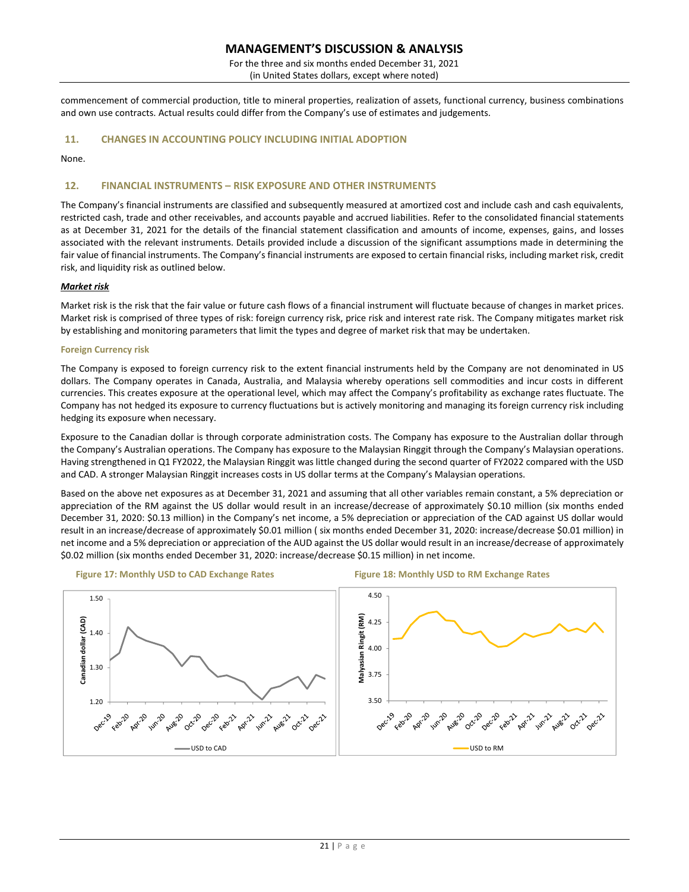commencement of commercial production, title to mineral properties, realization of assets, functional currency, business combinations and own use contracts. Actual results could differ from the Company's use of estimates and judgements.

## 11. CHANGES IN ACCOUNTING POLICY INCLUDING INITIAL ADOPTION

None.

## 12. FINANCIAL INSTRUMENTS – RISK EXPOSURE AND OTHER INSTRUMENTS

The Company's financial instruments are classified and subsequently measured at amortized cost and include cash and cash equivalents, restricted cash, trade and other receivables, and accounts payable and accrued liabilities. Refer to the consolidated financial statements as at December 31, 2021 for the details of the financial statement classification and amounts of income, expenses, gains, and losses associated with the relevant instruments. Details provided include a discussion of the significant assumptions made in determining the fair value of financial instruments. The Company's financial instruments are exposed to certain financial risks, including market risk, credit risk, and liquidity risk as outlined below.

***Market risk***

Market risk is the risk that the fair value or future cash flows of a financial instrument will fluctuate because of changes in market prices. Market risk is comprised of three types of risk: foreign currency risk, price risk and interest rate risk. The Company mitigates market risk by establishing and monitoring parameters that limit the types and degree of market risk that may be undertaken.

### Foreign Currency risk

The Company is exposed to foreign currency risk to the extent financial instruments held by the Company are not denominated in US dollars. The Company operates in Canada, Australia, and Malaysia whereby operations sell commodities and incur costs in different currencies. This creates exposure at the operational level, which may affect the Company's profitability as exchange rates fluctuate. The Company has not hedged its exposure to currency fluctuations but is actively monitoring and managing its foreign currency risk including hedging its exposure when necessary.

Exposure to the Canadian dollar is through corporate administration costs. The Company has exposure to the Australian dollar through the Company's Australian operations. The Company has exposure to the Malaysian Ringgit through the Company's Malaysian operations. Having strengthened in Q1 FY2022, the Malaysian Ringgit was little changed during the second quarter of FY2022 compared with the USD and CAD. A stronger Malaysian Ringgit increases costs in US dollar terms at the Company's Malaysian operations.

Based on the above net exposures as at December 31, 2021 and assuming that all other variables remain constant, a 5% depreciation or appreciation of the RM against the US dollar would result in an increase/decrease of approximately $0.10 million (six months ended December 31, 2020: $0.13 million) in the Company's net income, a 5% depreciation or appreciation of the CAD against US dollar would result in an increase/decrease of approximately $0.01 million ( six months ended December 31, 2020: increase/decrease $0.01 million) in net income and a 5% depreciation or appreciation of the AUD against the US dollar would result in an increase/decrease of approximately $0.02 million (six months ended December 31, 2020: increase/decrease $0.15 million) in net income.

**Figure 17: Monthly USD to CAD Exchange Rates**

**Figure 18: Monthly USD to RM Exchange Rates**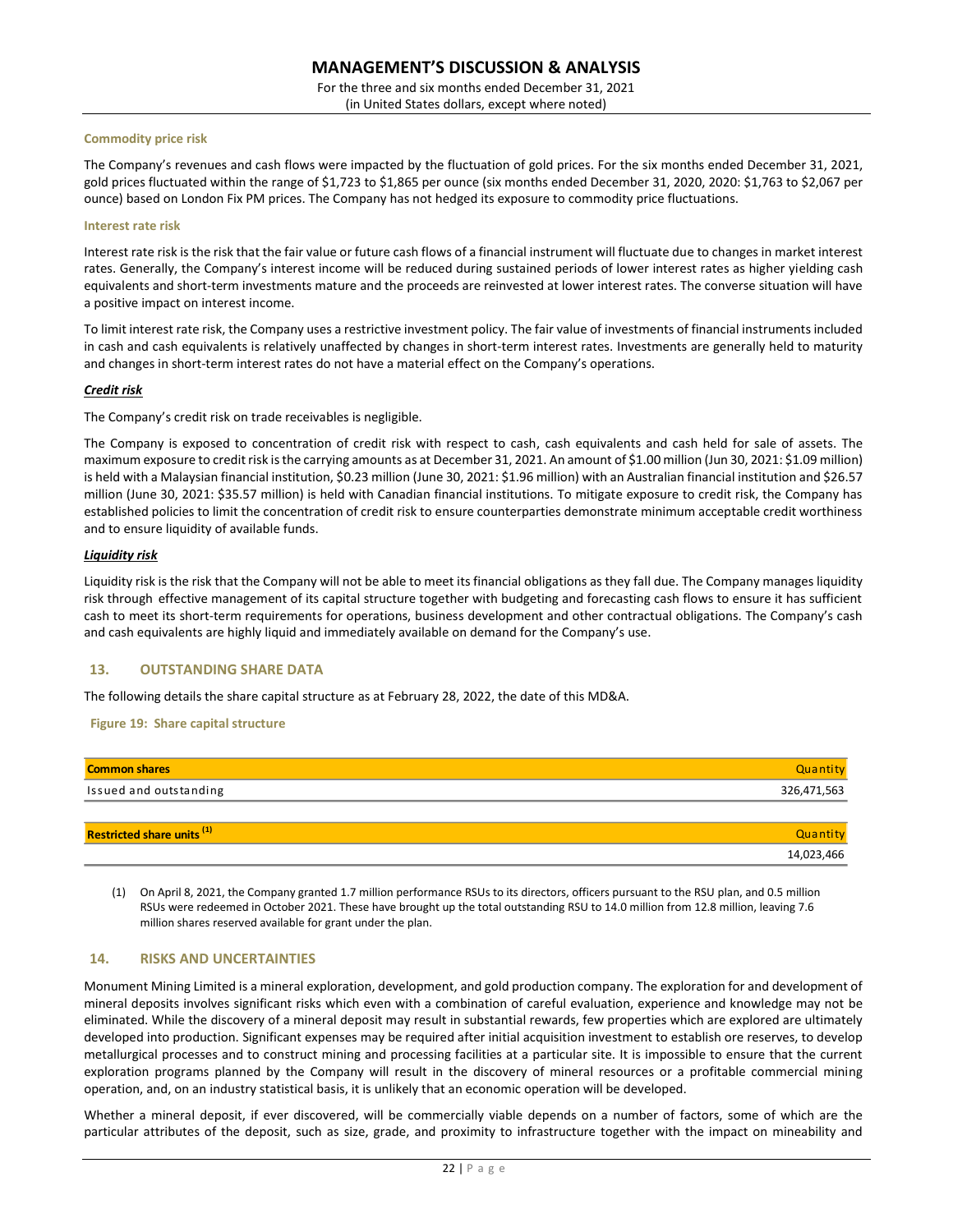#### Commodity price risk

The Company's revenues and cash flows were impacted by the fluctuation of gold prices. For the six months ended December 31, 2021, gold prices fluctuated within the range of $1,723 to $1,865 per ounce (six months ended December 31, 2020, 2020: $1,763 to $2,067 per ounce) based on London Fix PM prices. The Company has not hedged its exposure to commodity price fluctuations.

#### Interest rate risk

Interest rate risk is the risk that the fair value or future cash flows of a financial instrument will fluctuate due to changes in market interest rates. Generally, the Company's interest income will be reduced during sustained periods of lower interest rates as higher yielding cash equivalents and short-term investments mature and the proceeds are reinvested at lower interest rates. The converse situation will have a positive impact on interest income.

To limit interest rate risk, the Company uses a restrictive investment policy. The fair value of investments of financial instruments included in cash and cash equivalents is relatively unaffected by changes in short-term interest rates. Investments are generally held to maturity and changes in short-term interest rates do not have a material effect on the Company's operations.

#### ***Credit risk***

The Company's credit risk on trade receivables is negligible.

The Company is exposed to concentration of credit risk with respect to cash, cash equivalents and cash held for sale of assets. The maximum exposure to credit risk is the carrying amounts as at December 31, 2021. An amount of $1.00 million (Jun 30, 2021: $1.09 million) is held with a Malaysian financial institution, $0.23 million (June 30, 2021: $1.96 million) with an Australian financial institution and $26.57 million (June 30, 2021: $35.57 million) is held with Canadian financial institutions. To mitigate exposure to credit risk, the Company has established policies to limit the concentration of credit risk to ensure counterparties demonstrate minimum acceptable credit worthiness and to ensure liquidity of available funds.

#### ***Liquidity risk***

Liquidity risk is the risk that the Company will not be able to meet its financial obligations as they fall due. The Company manages liquidity risk through effective management of its capital structure together with budgeting and forecasting cash flows to ensure it has sufficient cash to meet its short-term requirements for operations, business development and other contractual obligations. The Company's cash and cash equivalents are highly liquid and immediately available on demand for the Company's use.

## 13. OUTSTANDING SHARE DATA

The following details the share capital structure as at February 28, 2022, the date of this MD&A.

**Figure 19: Share capital structure**

| Common shares | Quantity |
|---|---|
| Issued and outstanding | 326,471,563 |

| Restricted share units [(1)] | Quantity |
|---|---|
| | 14,023,466 |

(1) On April 8, 2021, the Company granted 1.7 million performance RSUs to its directors, officers pursuant to the RSU plan, and 0.5 million RSUs were redeemed in October 2021. These have brought up the total outstanding RSU to 14.0 million from 12.8 million, leaving 7.6 million shares reserved available for grant under the plan.

## 14. RISKS AND UNCERTAINTIES

Monument Mining Limited is a mineral exploration, development, and gold production company. The exploration for and development of mineral deposits involves significant risks which even with a combination of careful evaluation, experience and knowledge may not be eliminated. While the discovery of a mineral deposit may result in substantial rewards, few properties which are explored are ultimately developed into production. Significant expenses may be required after initial acquisition investment to establish ore reserves, to develop metallurgical processes and to construct mining and processing facilities at a particular site. It is impossible to ensure that the current exploration programs planned by the Company will result in the discovery of mineral resources or a profitable commercial mining operation, and, on an industry statistical basis, it is unlikely that an economic operation will be developed.

Whether a mineral deposit, if ever discovered, will be commercially viable depends on a number of factors, some of which are the particular attributes of the deposit, such as size, grade, and proximity to infrastructure together with the impact on mineability and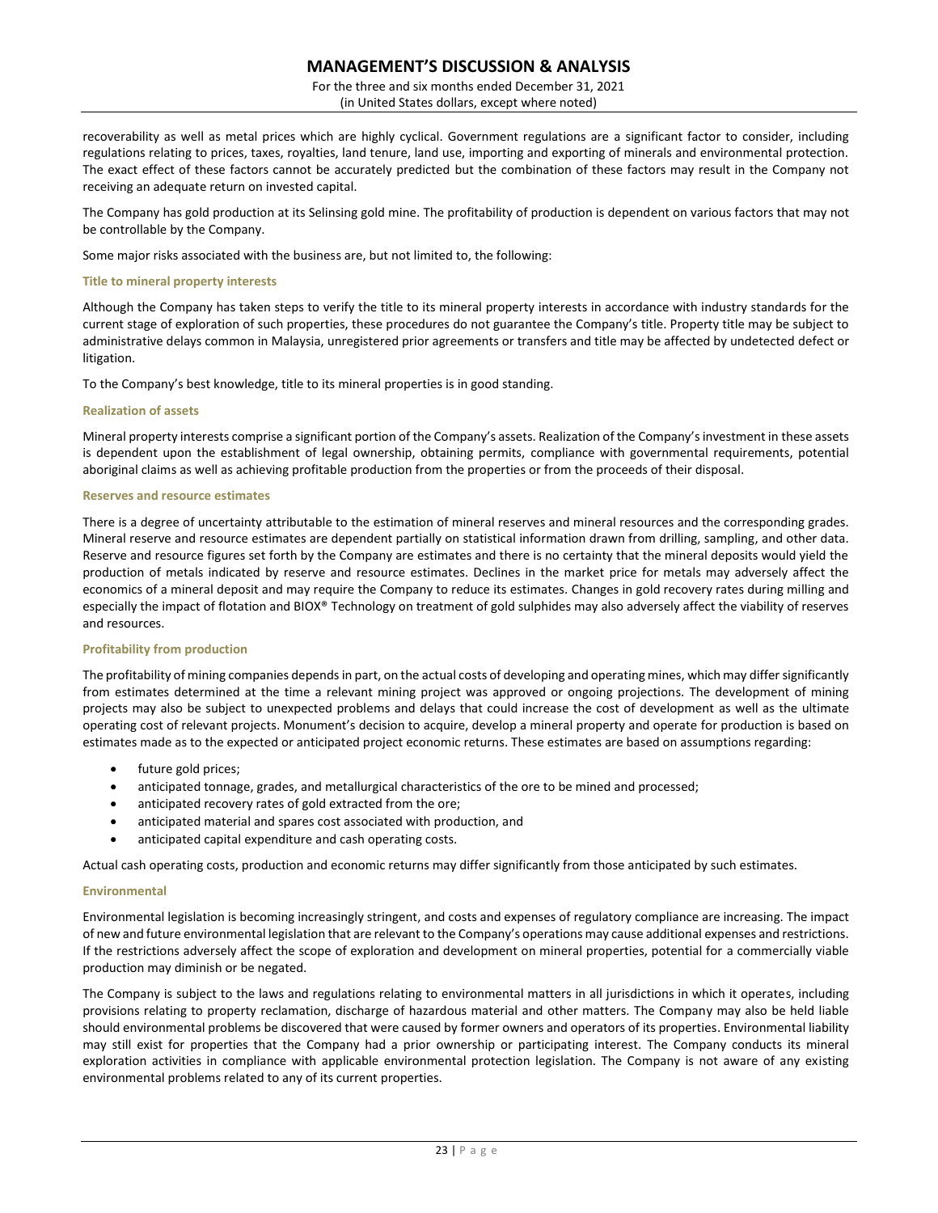recoverability as well as metal prices which are highly cyclical. Government regulations are a significant factor to consider, including regulations relating to prices, taxes, royalties, land tenure, land use, importing and exporting of minerals and environmental protection. The exact effect of these factors cannot be accurately predicted but the combination of these factors may result in the Company not receiving an adequate return on invested capital.

The Company has gold production at its Selinsing gold mine. The profitability of production is dependent on various factors that may not be controllable by the Company.

Some major risks associated with the business are, but not limited to, the following:

#### Title to mineral property interests

Although the Company has taken steps to verify the title to its mineral property interests in accordance with industry standards for the current stage of exploration of such properties, these procedures do not guarantee the Company's title. Property title may be subject to administrative delays common in Malaysia, unregistered prior agreements or transfers and title may be affected by undetected defect or litigation.

To the Company's best knowledge, title to its mineral properties is in good standing.

#### Realization of assets

Mineral property interests comprise a significant portion of the Company's assets. Realization of the Company's investment in these assets is dependent upon the establishment of legal ownership, obtaining permits, compliance with governmental requirements, potential aboriginal claims as well as achieving profitable production from the properties or from the proceeds of their disposal.

#### Reserves and resource estimates

There is a degree of uncertainty attributable to the estimation of mineral reserves and mineral resources and the corresponding grades. Mineral reserve and resource estimates are dependent partially on statistical information drawn from drilling, sampling, and other data. Reserve and resource figures set forth by the Company are estimates and there is no certainty that the mineral deposits would yield the production of metals indicated by reserve and resource estimates. Declines in the market price for metals may adversely affect the economics of a mineral deposit and may require the Company to reduce its estimates. Changes in gold recovery rates during milling and especially the impact of flotation and BIOX® Technology on treatment of gold sulphides may also adversely affect the viability of reserves and resources.

#### Profitability from production

The profitability of mining companies depends in part, on the actual costs of developing and operating mines, which may differ significantly from estimates determined at the time a relevant mining project was approved or ongoing projections. The development of mining projects may also be subject to unexpected problems and delays that could increase the cost of development as well as the ultimate operating cost of relevant projects. Monument's decision to acquire, develop a mineral property and operate for production is based on estimates made as to the expected or anticipated project economic returns. These estimates are based on assumptions regarding:

- future gold prices;
- anticipated tonnage, grades, and metallurgical characteristics of the ore to be mined and processed;
- anticipated recovery rates of gold extracted from the ore;
- anticipated material and spares cost associated with production, and
- anticipated capital expenditure and cash operating costs.

Actual cash operating costs, production and economic returns may differ significantly from those anticipated by such estimates.

#### Environmental

Environmental legislation is becoming increasingly stringent, and costs and expenses of regulatory compliance are increasing. The impact of new and future environmental legislation that are relevant to the Company's operations may cause additional expenses and restrictions. If the restrictions adversely affect the scope of exploration and development on mineral properties, potential for a commercially viable production may diminish or be negated.

The Company is subject to the laws and regulations relating to environmental matters in all jurisdictions in which it operates, including provisions relating to property reclamation, discharge of hazardous material and other matters. The Company may also be held liable should environmental problems be discovered that were caused by former owners and operators of its properties. Environmental liability may still exist for properties that the Company had a prior ownership or participating interest. The Company conducts its mineral exploration activities in compliance with applicable environmental protection legislation. The Company is not aware of any existing environmental problems related to any of its current properties.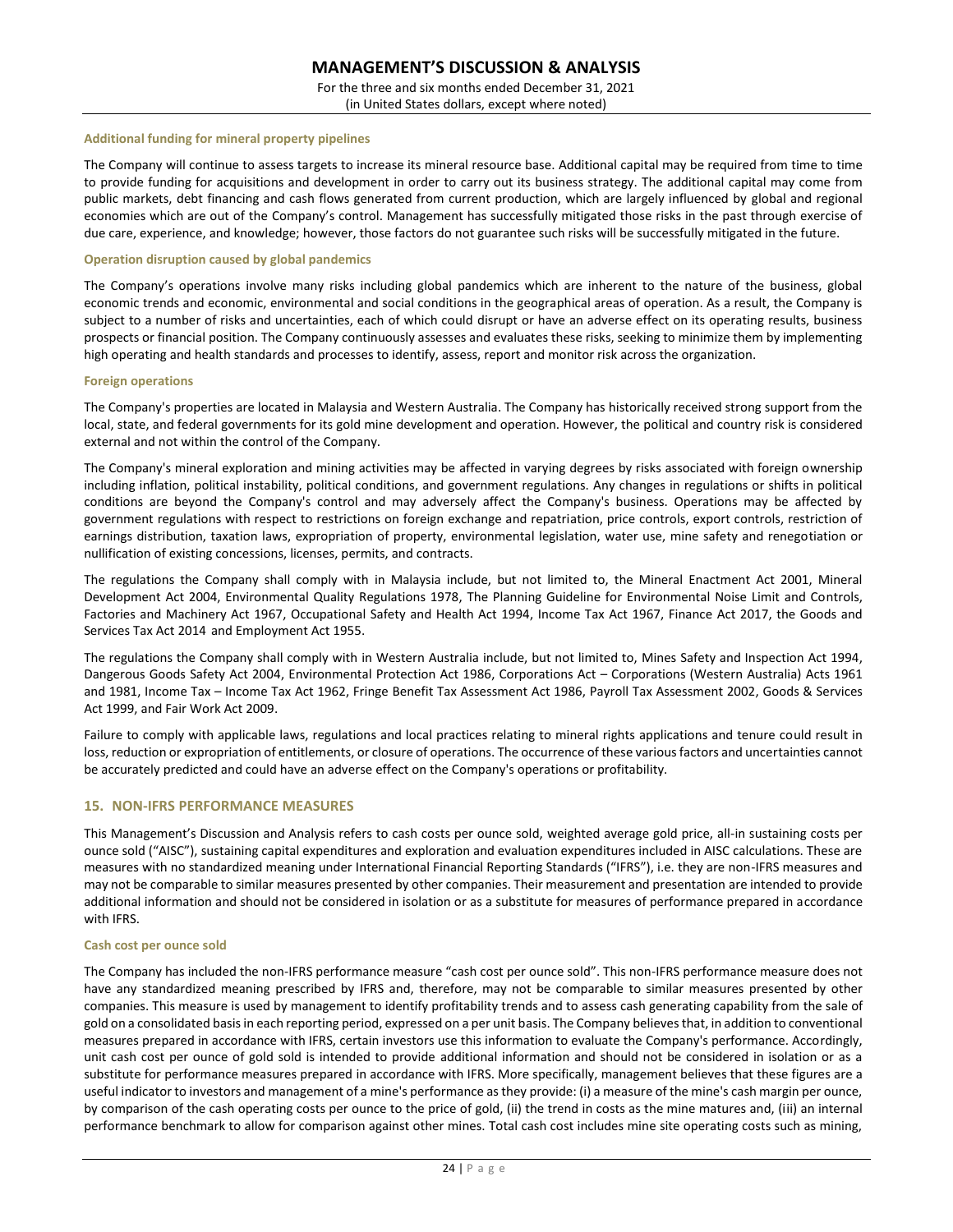#### Additional funding for mineral property pipelines

The Company will continue to assess targets to increase its mineral resource base. Additional capital may be required from time to time to provide funding for acquisitions and development in order to carry out its business strategy. The additional capital may come from public markets, debt financing and cash flows generated from current production, which are largely influenced by global and regional economies which are out of the Company's control. Management has successfully mitigated those risks in the past through exercise of due care, experience, and knowledge; however, those factors do not guarantee such risks will be successfully mitigated in the future.

#### Operation disruption caused by global pandemics

The Company's operations involve many risks including global pandemics which are inherent to the nature of the business, global economic trends and economic, environmental and social conditions in the geographical areas of operation. As a result, the Company is subject to a number of risks and uncertainties, each of which could disrupt or have an adverse effect on its operating results, business prospects or financial position. The Company continuously assesses and evaluates these risks, seeking to minimize them by implementing high operating and health standards and processes to identify, assess, report and monitor risk across the organization.

#### Foreign operations

The Company's properties are located in Malaysia and Western Australia. The Company has historically received strong support from the local, state, and federal governments for its gold mine development and operation. However, the political and country risk is considered external and not within the control of the Company.

The Company's mineral exploration and mining activities may be affected in varying degrees by risks associated with foreign ownership including inflation, political instability, political conditions, and government regulations. Any changes in regulations or shifts in political conditions are beyond the Company's control and may adversely affect the Company's business. Operations may be affected by government regulations with respect to restrictions on foreign exchange and repatriation, price controls, export controls, restriction of earnings distribution, taxation laws, expropriation of property, environmental legislation, water use, mine safety and renegotiation or nullification of existing concessions, licenses, permits, and contracts.

The regulations the Company shall comply with in Malaysia include, but not limited to, the Mineral Enactment Act 2001, Mineral Development Act 2004, Environmental Quality Regulations 1978, The Planning Guideline for Environmental Noise Limit and Controls, Factories and Machinery Act 1967, Occupational Safety and Health Act 1994, Income Tax Act 1967, Finance Act 2017, the Goods and Services Tax Act 2014 and Employment Act 1955.

The regulations the Company shall comply with in Western Australia include, but not limited to, Mines Safety and Inspection Act 1994, Dangerous Goods Safety Act 2004, Environmental Protection Act 1986, Corporations Act – Corporations (Western Australia) Acts 1961 and 1981, Income Tax – Income Tax Act 1962, Fringe Benefit Tax Assessment Act 1986, Payroll Tax Assessment 2002, Goods & Services Act 1999, and Fair Work Act 2009.

Failure to comply with applicable laws, regulations and local practices relating to mineral rights applications and tenure could result in loss, reduction or expropriation of entitlements, or closure of operations. The occurrence of these various factors and uncertainties cannot be accurately predicted and could have an adverse effect on the Company's operations or profitability.

## 15. NON-IFRS PERFORMANCE MEASURES

This Management's Discussion and Analysis refers to cash costs per ounce sold, weighted average gold price, all-in sustaining costs per ounce sold ("AISC"), sustaining capital expenditures and exploration and evaluation expenditures included in AISC calculations. These are measures with no standardized meaning under International Financial Reporting Standards ("IFRS"), i.e. they are non-IFRS measures and may not be comparable to similar measures presented by other companies. Their measurement and presentation are intended to provide additional information and should not be considered in isolation or as a substitute for measures of performance prepared in accordance with IFRS.

#### Cash cost per ounce sold

The Company has included the non-IFRS performance measure "cash cost per ounce sold". This non-IFRS performance measure does not have any standardized meaning prescribed by IFRS and, therefore, may not be comparable to similar measures presented by other companies. This measure is used by management to identify profitability trends and to assess cash generating capability from the sale of gold on a consolidated basis in each reporting period, expressed on a per unit basis. The Company believes that, in addition to conventional measures prepared in accordance with IFRS, certain investors use this information to evaluate the Company's performance. Accordingly, unit cash cost per ounce of gold sold is intended to provide additional information and should not be considered in isolation or as a substitute for performance measures prepared in accordance with IFRS. More specifically, management believes that these figures are a useful indicator to investors and management of a mine's performance as they provide: (i) a measure of the mine's cash margin per ounce, by comparison of the cash operating costs per ounce to the price of gold, (ii) the trend in costs as the mine matures and, (iii) an internal performance benchmark to allow for comparison against other mines. Total cash cost includes mine site operating costs such as mining,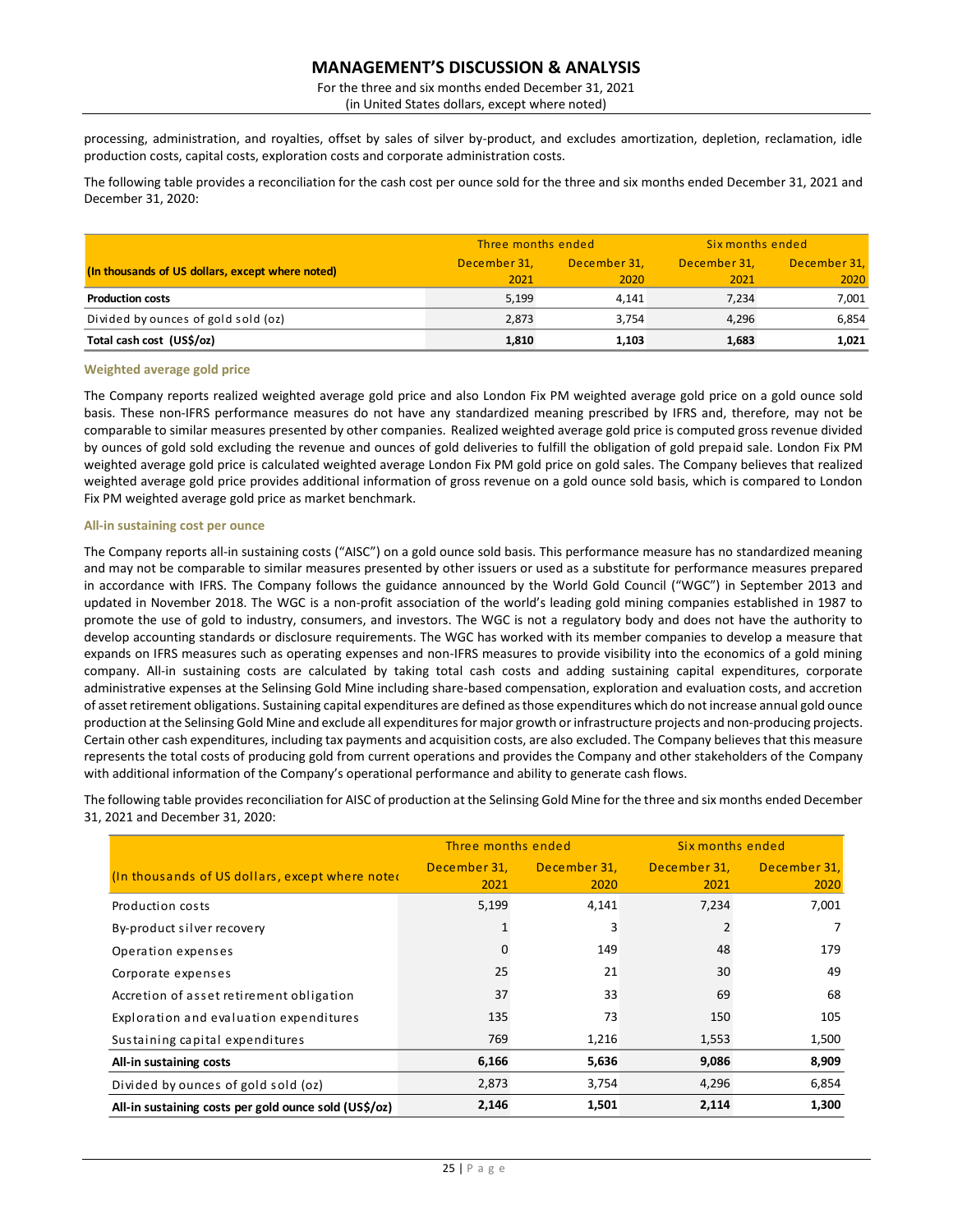processing, administration, and royalties, offset by sales of silver by-product, and excludes amortization, depletion, reclamation, idle production costs, capital costs, exploration costs and corporate administration costs.

The following table provides a reconciliation for the cash cost per ounce sold for the three and six months ended December 31, 2021 and December 31, 2020:

| (In thousands of US dollars, except where noted) | Three months ended | | Six months ended | |
|---|---|---|---|---|
| | December 31, 2021 | December 31, 2020 | December 31, 2021 | December 31, 2020 |
| **Production costs** | 5,199 | 4,141 | 7,234 | 7,001 |
| Divided by ounces of gold sold (oz) | 2,873 | 3,754 | 4,296 | 6,854 |
| **Total cash cost (US$/oz)** | **1,810** | **1,103** | **1,683** | **1,021** |

### Weighted average gold price

The Company reports realized weighted average gold price and also London Fix PM weighted average gold price on a gold ounce sold basis. These non-IFRS performance measures do not have any standardized meaning prescribed by IFRS and, therefore, may not be comparable to similar measures presented by other companies. Realized weighted average gold price is computed gross revenue divided by ounces of gold sold excluding the revenue and ounces of gold deliveries to fulfill the obligation of gold prepaid sale. London Fix PM weighted average gold price is calculated weighted average London Fix PM gold price on gold sales. The Company believes that realized weighted average gold price provides additional information of gross revenue on a gold ounce sold basis, which is compared to London Fix PM weighted average gold price as market benchmark.

### All-in sustaining cost per ounce

The Company reports all-in sustaining costs ("AISC") on a gold ounce sold basis. This performance measure has no standardized meaning and may not be comparable to similar measures presented by other issuers or used as a substitute for performance measures prepared in accordance with IFRS. The Company follows the guidance announced by the World Gold Council ("WGC") in September 2013 and updated in November 2018. The WGC is a non-profit association of the world's leading gold mining companies established in 1987 to promote the use of gold to industry, consumers, and investors. The WGC is not a regulatory body and does not have the authority to develop accounting standards or disclosure requirements. The WGC has worked with its member companies to develop a measure that expands on IFRS measures such as operating expenses and non-IFRS measures to provide visibility into the economics of a gold mining company. All-in sustaining costs are calculated by taking total cash costs and adding sustaining capital expenditures, corporate administrative expenses at the Selinsing Gold Mine including share-based compensation, exploration and evaluation costs, and accretion of asset retirement obligations. Sustaining capital expenditures are defined as those expenditures which do not increase annual gold ounce production at the Selinsing Gold Mine and exclude all expenditures for major growth or infrastructure projects and non-producing projects. Certain other cash expenditures, including tax payments and acquisition costs, are also excluded. The Company believes that this measure represents the total costs of producing gold from current operations and provides the Company and other stakeholders of the Company with additional information of the Company's operational performance and ability to generate cash flows.

The following table provides reconciliation for AISC of production at the Selinsing Gold Mine for the three and six months ended December 31, 2021 and December 31, 2020:

| (In thousands of US dollars, except where noted) | Three months ended | | Six months ended | |
|---|---|---|---|---|
| | December 31, 2021 | December 31, 2020 | December 31, 2021 | December 31, 2020 |
| Production costs | 5,199 | 4,141 | 7,234 | 7,001 |
| By-product silver recovery | 1 | 3 | 2 | 7 |
| Operation expenses | 0 | 149 | 48 | 179 |
| Corporate expenses | 25 | 21 | 30 | 49 |
| Accretion of asset retirement obligation | 37 | 33 | 69 | 68 |
| Exploration and evaluation expenditures | 135 | 73 | 150 | 105 |
| Sustaining capital expenditures | 769 | 1,216 | 1,553 | 1,500 |
| **All-in sustaining costs** | **6,166** | **5,636** | **9,086** | **8,909** |
| Divided by ounces of gold sold (oz) | 2,873 | 3,754 | 4,296 | 6,854 |
| **All-in sustaining costs per gold ounce sold (US$/oz)** | **2,146** | **1,501** | **2,114** | **1,300** |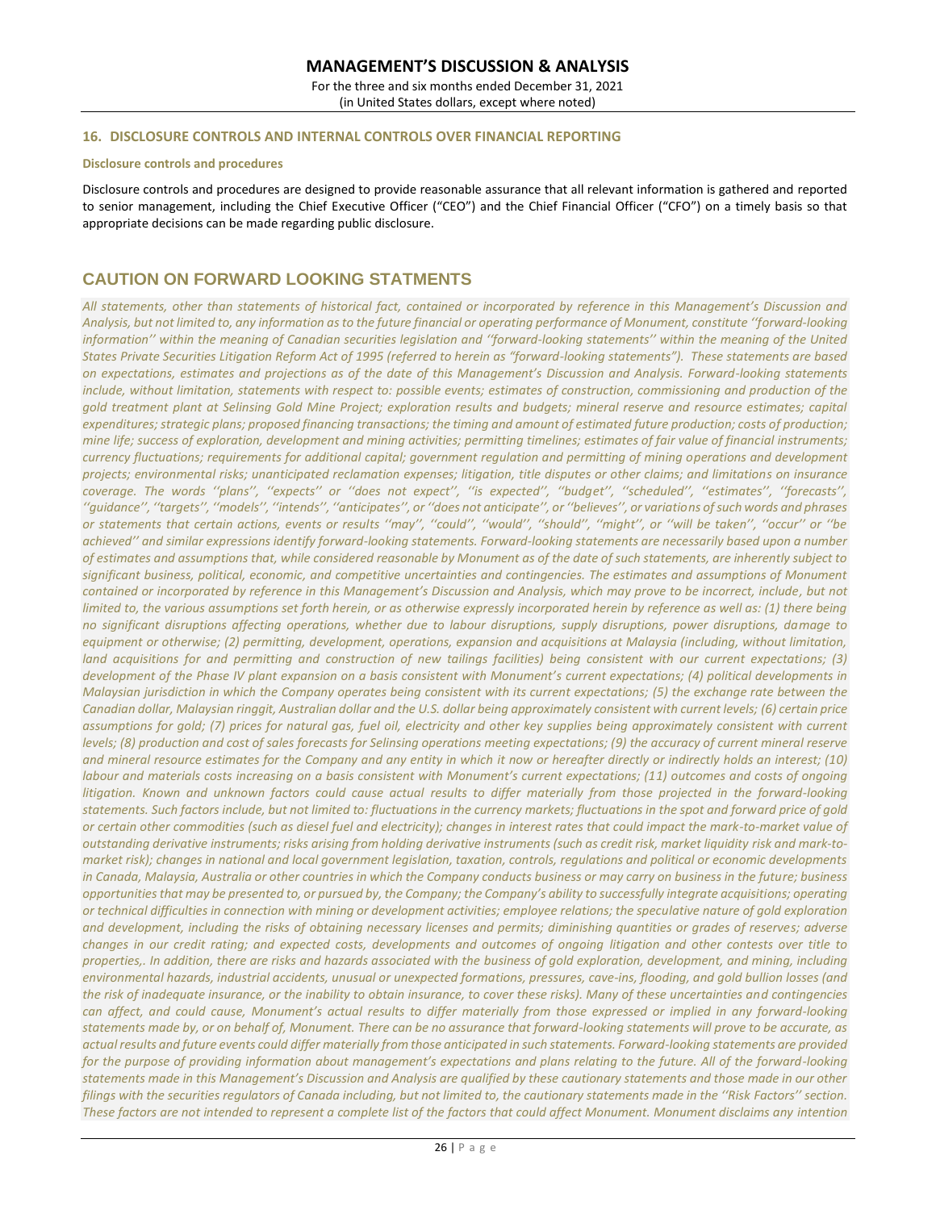## 16. DISCLOSURE CONTROLS AND INTERNAL CONTROLS OVER FINANCIAL REPORTING

**Disclosure controls and procedures**

Disclosure controls and procedures are designed to provide reasonable assurance that all relevant information is gathered and reported to senior management, including the Chief Executive Officer ("CEO") and the Chief Financial Officer ("CFO") on a timely basis so that appropriate decisions can be made regarding public disclosure.

# CAUTION ON FORWARD LOOKING STATMENTS

*All statements, other than statements of historical fact, contained or incorporated by reference in this Management's Discussion and Analysis, but not limited to, any information as to the future financial or operating performance of Monument, constitute ''forward-looking information'' within the meaning of Canadian securities legislation and ''forward-looking statements'' within the meaning of the United States Private Securities Litigation Reform Act of 1995 (referred to herein as "forward-looking statements"). These statements are based on expectations, estimates and projections as of the date of this Management's Discussion and Analysis. Forward-looking statements include, without limitation, statements with respect to: possible events; estimates of construction, commissioning and production of the gold treatment plant at Selinsing Gold Mine Project; exploration results and budgets; mineral reserve and resource estimates; capital expenditures; strategic plans; proposed financing transactions; the timing and amount of estimated future production; costs of production; mine life; success of exploration, development and mining activities; permitting timelines; estimates of fair value of financial instruments; currency fluctuations; requirements for additional capital; government regulation and permitting of mining operations and development projects; environmental risks; unanticipated reclamation expenses; litigation, title disputes or other claims; and limitations on insurance coverage. The words ''plans'', ''expects'' or ''does not expect'', ''is expected'', ''budget'', ''scheduled'', ''estimates'', ''forecasts'', ''guidance'', ''targets'', ''models'', ''intends'', ''anticipates'', or ''does not anticipate'', or ''believes'', or variations of such words and phrases or statements that certain actions, events or results ''may'', ''could'', ''would'', ''should'', ''might'', or ''will be taken'', ''occur'' or ''be achieved'' and similar expressions identify forward-looking statements. Forward-looking statements are necessarily based upon a number of estimates and assumptions that, while considered reasonable by Monument as of the date of such statements, are inherently subject to significant business, political, economic, and competitive uncertainties and contingencies. The estimates and assumptions of Monument contained or incorporated by reference in this Management's Discussion and Analysis, which may prove to be incorrect, include, but not limited to, the various assumptions set forth herein, or as otherwise expressly incorporated herein by reference as well as: (1) there being no significant disruptions affecting operations, whether due to labour disruptions, supply disruptions, power disruptions, damage to equipment or otherwise; (2) permitting, development, operations, expansion and acquisitions at Malaysia (including, without limitation, land acquisitions for and permitting and construction of new tailings facilities) being consistent with our current expectations; (3) development of the Phase IV plant expansion on a basis consistent with Monument's current expectations; (4) political developments in Malaysian jurisdiction in which the Company operates being consistent with its current expectations; (5) the exchange rate between the Canadian dollar, Malaysian ringgit, Australian dollar and the U.S. dollar being approximately consistent with current levels; (6) certain price assumptions for gold; (7) prices for natural gas, fuel oil, electricity and other key supplies being approximately consistent with current levels; (8) production and cost of sales forecasts for Selinsing operations meeting expectations; (9) the accuracy of current mineral reserve and mineral resource estimates for the Company and any entity in which it now or hereafter directly or indirectly holds an interest; (10) labour and materials costs increasing on a basis consistent with Monument's current expectations; (11) outcomes and costs of ongoing litigation. Known and unknown factors could cause actual results to differ materially from those projected in the forward-looking statements. Such factors include, but not limited to: fluctuations in the currency markets; fluctuations in the spot and forward price of gold or certain other commodities (such as diesel fuel and electricity); changes in interest rates that could impact the mark-to-market value of outstanding derivative instruments; risks arising from holding derivative instruments (such as credit risk, market liquidity risk and mark-to-market risk); changes in national and local government legislation, taxation, controls, regulations and political or economic developments in Canada, Malaysia, Australia or other countries in which the Company conducts business or may carry on business in the future; business opportunities that may be presented to, or pursued by, the Company; the Company's ability to successfully integrate acquisitions; operating or technical difficulties in connection with mining or development activities; employee relations; the speculative nature of gold exploration and development, including the risks of obtaining necessary licenses and permits; diminishing quantities or grades of reserves; adverse changes in our credit rating; and expected costs, developments and outcomes of ongoing litigation and other contests over title to properties,. In addition, there are risks and hazards associated with the business of gold exploration, development, and mining, including environmental hazards, industrial accidents, unusual or unexpected formations, pressures, cave-ins, flooding, and gold bullion losses (and the risk of inadequate insurance, or the inability to obtain insurance, to cover these risks). Many of these uncertainties and contingencies can affect, and could cause, Monument's actual results to differ materially from those expressed or implied in any forward-looking statements made by, or on behalf of, Monument. There can be no assurance that forward-looking statements will prove to be accurate, as actual results and future events could differ materially from those anticipated in such statements. Forward-looking statements are provided for the purpose of providing information about management's expectations and plans relating to the future. All of the forward-looking statements made in this Management's Discussion and Analysis are qualified by these cautionary statements and those made in our other filings with the securities regulators of Canada including, but not limited to, the cautionary statements made in the ''Risk Factors'' section. These factors are not intended to represent a complete list of the factors that could affect Monument. Monument disclaims any intention*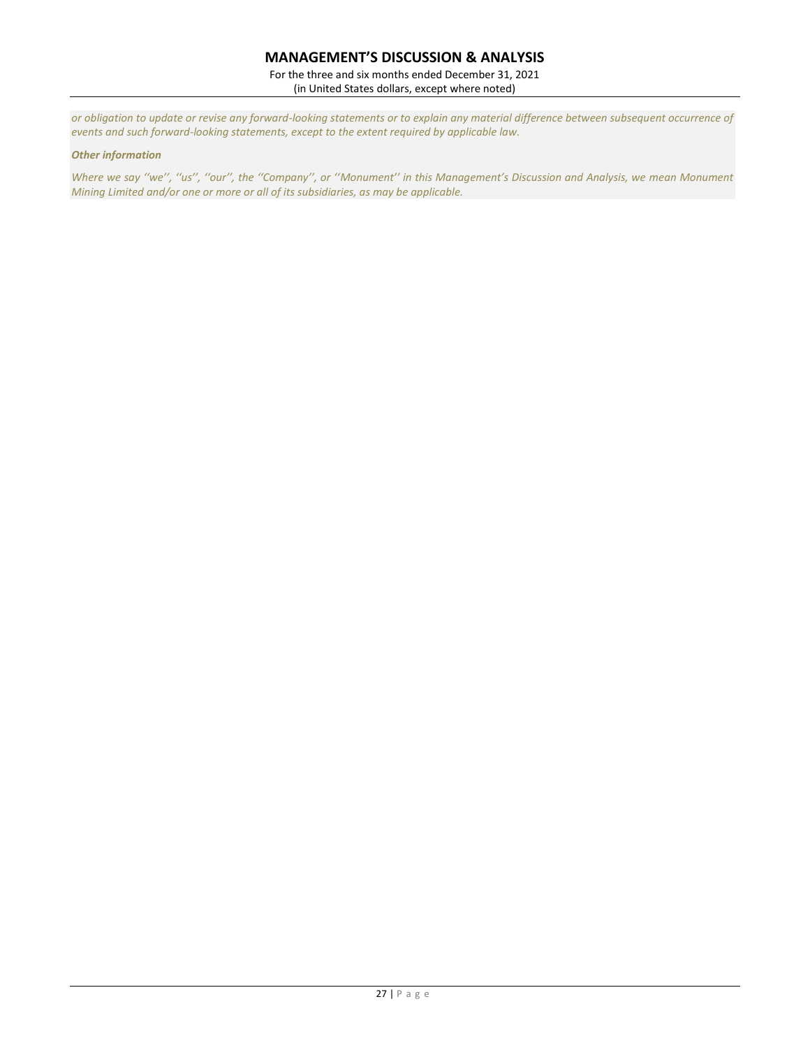*or obligation to update or revise any forward-looking statements or to explain any material difference between subsequent occurrence of events and such forward-looking statements, except to the extent required by applicable law.*

***Other information***

*Where we say ''we'', ''us'', ''our'', the ''Company'', or ''Monument'' in this Management's Discussion and Analysis, we mean Monument Mining Limited and/or one or more or all of its subsidiaries, as may be applicable.*